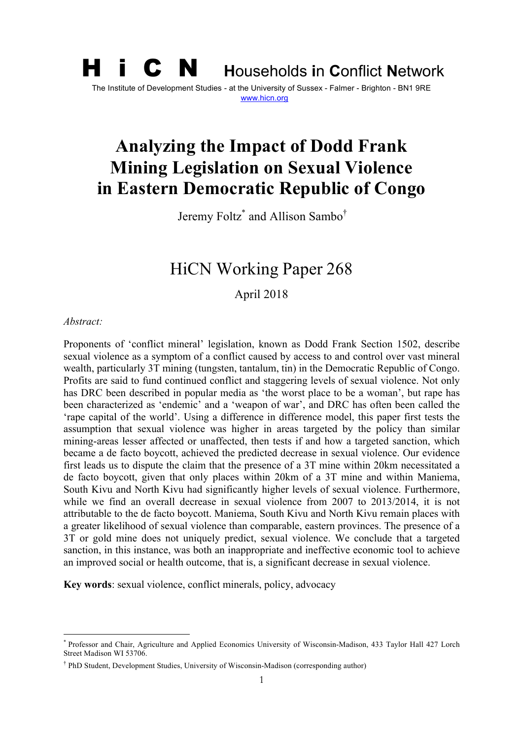**H i C N** **H**ouseholds **i**n **C**onflict **N**etwork

The Institute of Development Studies - at the University of Sussex - Falmer - Brighton - BN1 9RE

www.hicn.org

# Analyzing the Impact of Dodd Frank Mining Legislation on Sexual Violence in Eastern Democratic Republic of Congo

Jeremy Foltz[*] and Allison Sambo[†]

## HiCN Working Paper 268

April 2018

*Abstract:*

Proponents of 'conflict mineral' legislation, known as Dodd Frank Section 1502, describe sexual violence as a symptom of a conflict caused by access to and control over vast mineral wealth, particularly 3T mining (tungsten, tantalum, tin) in the Democratic Republic of Congo. Profits are said to fund continued conflict and staggering levels of sexual violence. Not only has DRC been described in popular media as 'the worst place to be a woman', but rape has been characterized as 'endemic' and a 'weapon of war', and DRC has often been called the 'rape capital of the world'. Using a difference in difference model, this paper first tests the assumption that sexual violence was higher in areas targeted by the policy than similar mining-areas lesser affected or unaffected, then tests if and how a targeted sanction, which became a de facto boycott, achieved the predicted decrease in sexual violence. Our evidence first leads us to dispute the claim that the presence of a 3T mine within 20km necessitated a de facto boycott, given that only places within 20km of a 3T mine and within Maniema, South Kivu and North Kivu had significantly higher levels of sexual violence. Furthermore, while we find an overall decrease in sexual violence from 2007 to 2013/2014, it is not attributable to the de facto boycott. Maniema, South Kivu and North Kivu remain places with a greater likelihood of sexual violence than comparable, eastern provinces. The presence of a 3T or gold mine does not uniquely predict, sexual violence. We conclude that a targeted sanction, in this instance, was both an inappropriate and ineffective economic tool to achieve an improved social or health outcome, that is, a significant decrease in sexual violence.

**Key words**: sexual violence, conflict minerals, policy, advocacy

[*] Professor and Chair, Agriculture and Applied Economics University of Wisconsin-Madison, 433 Taylor Hall 427 Lorch Street Madison WI 53706.

[†] PhD Student, Development Studies, University of Wisconsin-Madison (corresponding author)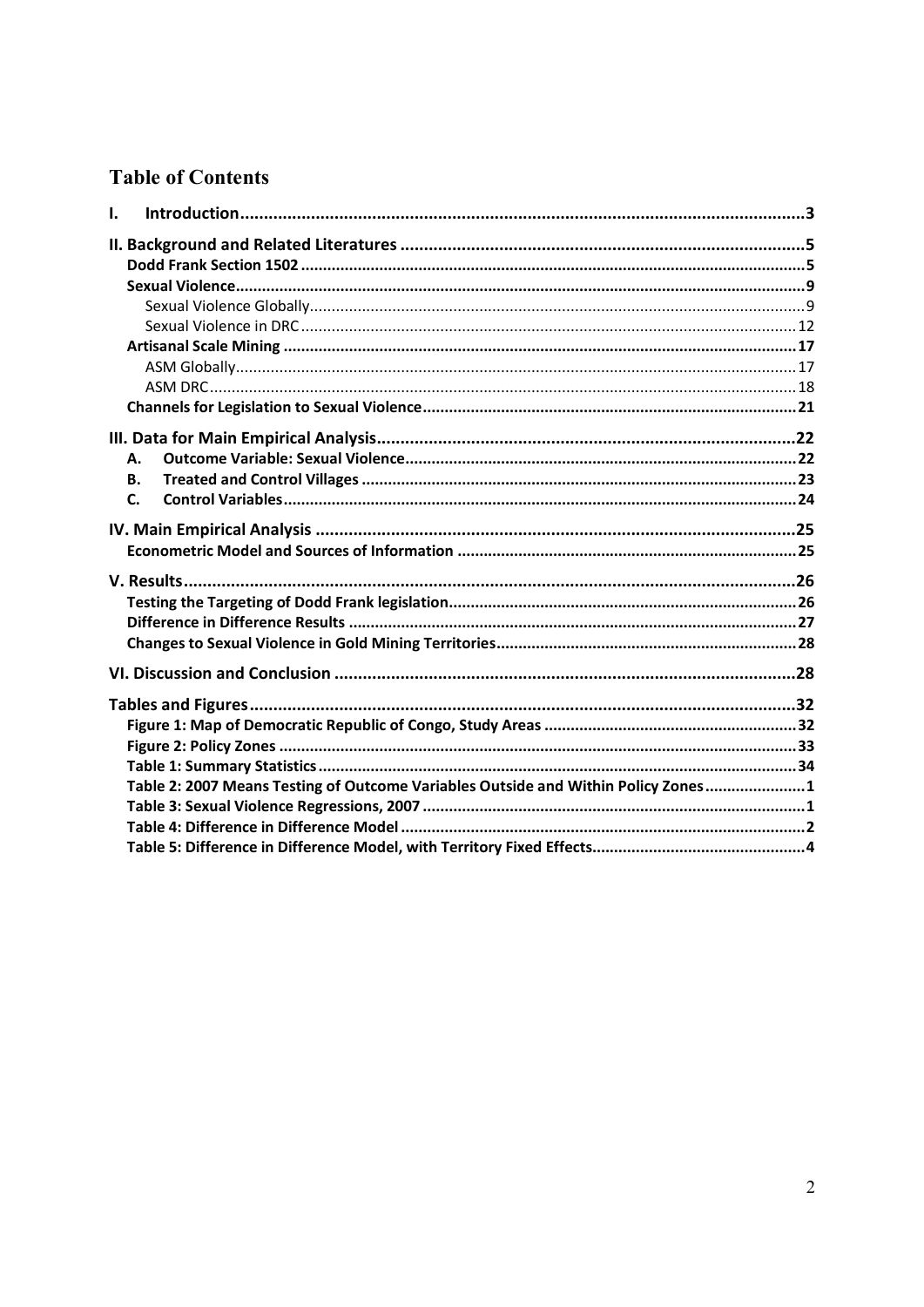## Table of Contents

I. Introduction ........................................................ 3

II. Background and Related Literatures ........................................................ 5
- Dodd Frank Section 1502 ........................................................ 5
- Sexual Violence ........................................................ 9
  - Sexual Violence Globally ........................................................ 9
  - Sexual Violence in DRC ........................................................ 12
- Artisanal Scale Mining ........................................................ 17
  - ASM Globally ........................................................ 17
  - ASM DRC ........................................................ 18
- Channels for Legislation to Sexual Violence ........................................................ 21

III. Data for Main Empirical Analysis ........................................................ 22
- A. Outcome Variable: Sexual Violence ........................................................ 22
- B. Treated and Control Villages ........................................................ 23
- C. Control Variables ........................................................ 24

IV. Main Empirical Analysis ........................................................ 25
- Econometric Model and Sources of Information ........................................................ 25

V. Results ........................................................ 26
- Testing the Targeting of Dodd Frank legislation ........................................................ 26
- Difference in Difference Results ........................................................ 27
- Changes to Sexual Violence in Gold Mining Territories ........................................................ 28

VI. Discussion and Conclusion ........................................................ 28

Tables and Figures ........................................................ 32
- Figure 1: Map of Democratic Republic of Congo, Study Areas ........................................................ 32
- Figure 2: Policy Zones ........................................................ 33
- Table 1: Summary Statistics ........................................................ 34
- Table 2: 2007 Means Testing of Outcome Variables Outside and Within Policy Zones ........................................................ 1
- Table 3: Sexual Violence Regressions, 2007 ........................................................ 1
- Table 4: Difference in Difference Model ........................................................ 2
- Table 5: Difference in Difference Model, with Territory Fixed Effects ........................................................ 4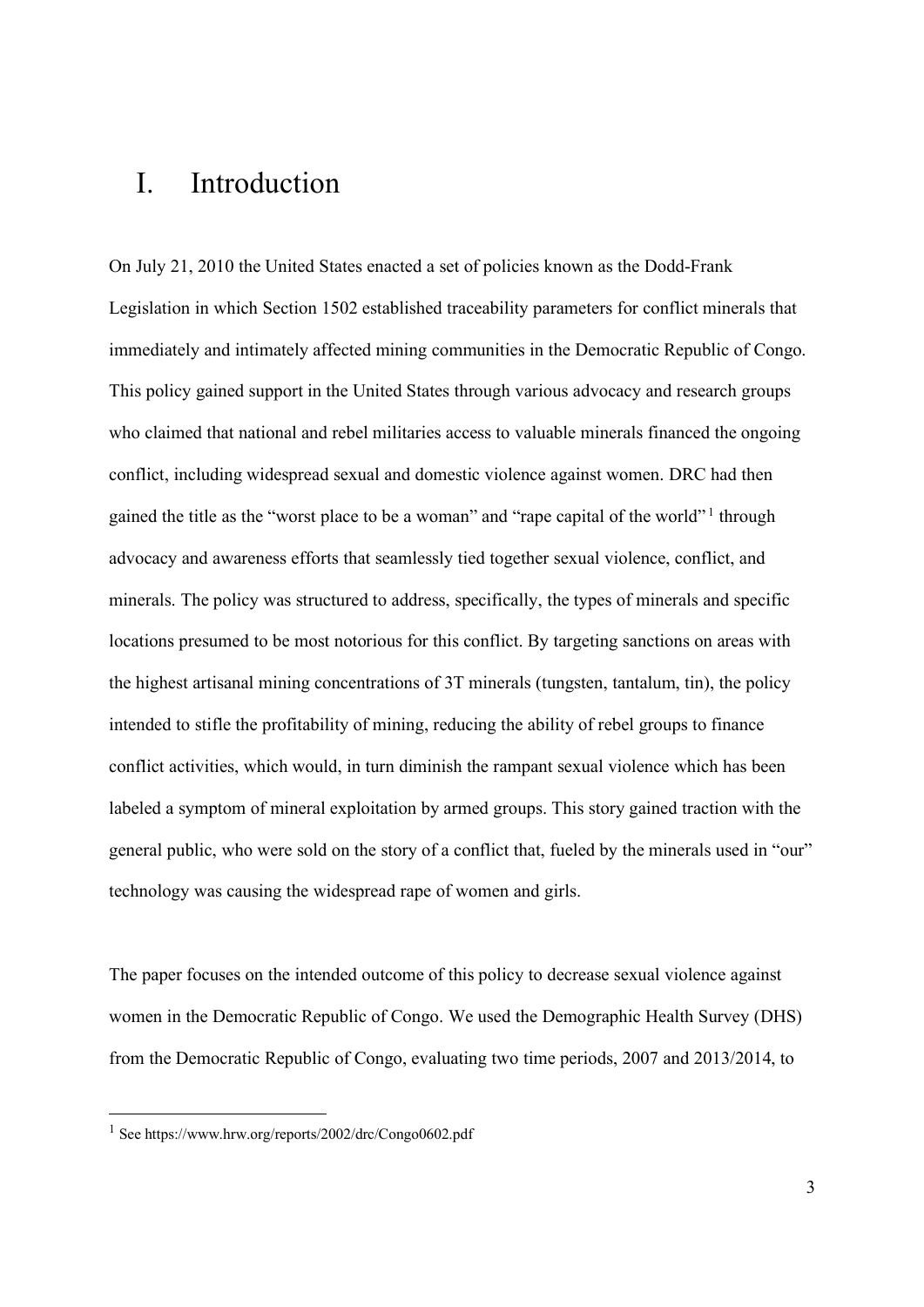# I. Introduction

On July 21, 2010 the United States enacted a set of policies known as the Dodd-Frank Legislation in which Section 1502 established traceability parameters for conflict minerals that immediately and intimately affected mining communities in the Democratic Republic of Congo. This policy gained support in the United States through various advocacy and research groups who claimed that national and rebel militaries access to valuable minerals financed the ongoing conflict, including widespread sexual and domestic violence against women. DRC had then gained the title as the "worst place to be a woman" and "rape capital of the world" [1] through advocacy and awareness efforts that seamlessly tied together sexual violence, conflict, and minerals. The policy was structured to address, specifically, the types of minerals and specific locations presumed to be most notorious for this conflict. By targeting sanctions on areas with the highest artisanal mining concentrations of 3T minerals (tungsten, tantalum, tin), the policy intended to stifle the profitability of mining, reducing the ability of rebel groups to finance conflict activities, which would, in turn diminish the rampant sexual violence which has been labeled a symptom of mineral exploitation by armed groups. This story gained traction with the general public, who were sold on the story of a conflict that, fueled by the minerals used in "our" technology was causing the widespread rape of women and girls.

The paper focuses on the intended outcome of this policy to decrease sexual violence against women in the Democratic Republic of Congo. We used the Demographic Health Survey (DHS) from the Democratic Republic of Congo, evaluating two time periods, 2007 and 2013/2014, to

[1] See https://www.hrw.org/reports/2002/drc/Congo0602.pdf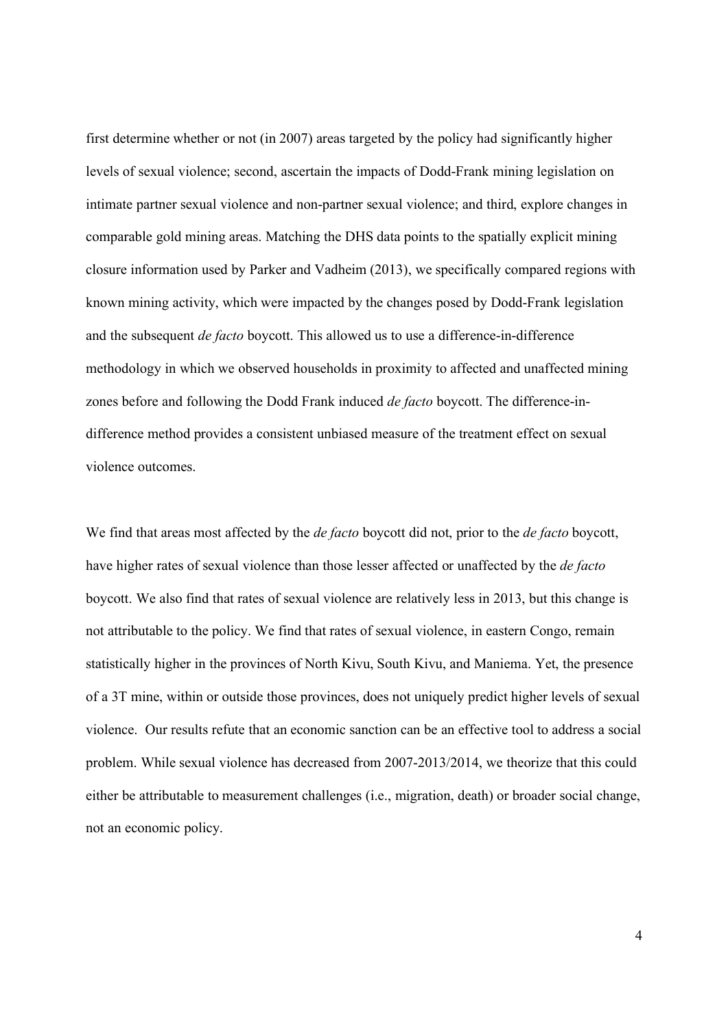first determine whether or not (in 2007) areas targeted by the policy had significantly higher levels of sexual violence; second, ascertain the impacts of Dodd-Frank mining legislation on intimate partner sexual violence and non-partner sexual violence; and third, explore changes in comparable gold mining areas. Matching the DHS data points to the spatially explicit mining closure information used by Parker and Vadheim (2013), we specifically compared regions with known mining activity, which were impacted by the changes posed by Dodd-Frank legislation and the subsequent *de facto* boycott. This allowed us to use a difference-in-difference methodology in which we observed households in proximity to affected and unaffected mining zones before and following the Dodd Frank induced *de facto* boycott. The difference-in-difference method provides a consistent unbiased measure of the treatment effect on sexual violence outcomes.

We find that areas most affected by the *de facto* boycott did not, prior to the *de facto* boycott, have higher rates of sexual violence than those lesser affected or unaffected by the *de facto* boycott. We also find that rates of sexual violence are relatively less in 2013, but this change is not attributable to the policy. We find that rates of sexual violence, in eastern Congo, remain statistically higher in the provinces of North Kivu, South Kivu, and Maniema. Yet, the presence of a 3T mine, within or outside those provinces, does not uniquely predict higher levels of sexual violence. Our results refute that an economic sanction can be an effective tool to address a social problem. While sexual violence has decreased from 2007-2013/2014, we theorize that this could either be attributable to measurement challenges (i.e., migration, death) or broader social change, not an economic policy.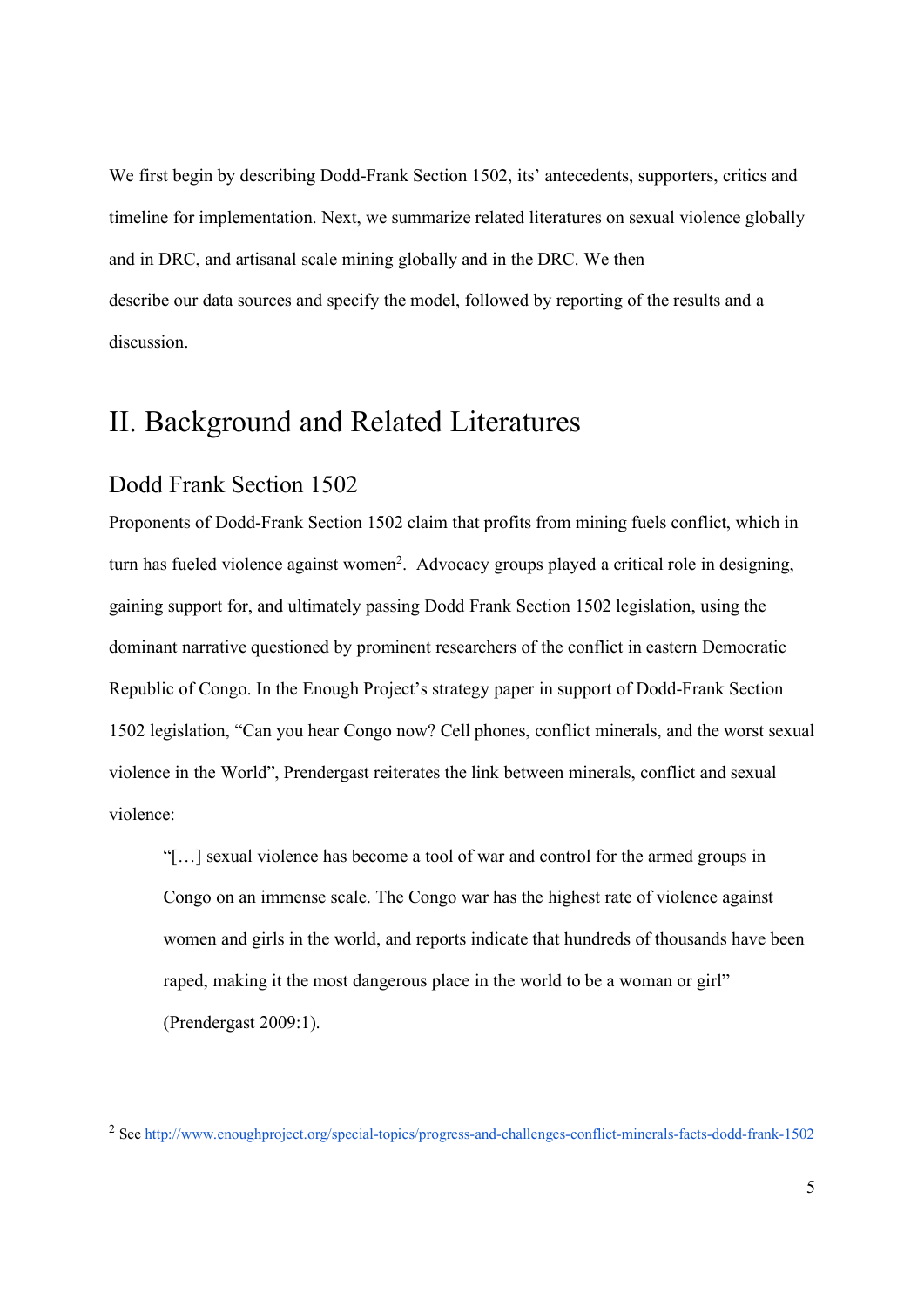We first begin by describing Dodd-Frank Section 1502, its' antecedents, supporters, critics and timeline for implementation. Next, we summarize related literatures on sexual violence globally and in DRC, and artisanal scale mining globally and in the DRC. We then describe our data sources and specify the model, followed by reporting of the results and a discussion.

# II. Background and Related Literatures

## Dodd Frank Section 1502

Proponents of Dodd-Frank Section 1502 claim that profits from mining fuels conflict, which in turn has fueled violence against women[2]. Advocacy groups played a critical role in designing, gaining support for, and ultimately passing Dodd Frank Section 1502 legislation, using the dominant narrative questioned by prominent researchers of the conflict in eastern Democratic Republic of Congo. In the Enough Project's strategy paper in support of Dodd-Frank Section 1502 legislation, "Can you hear Congo now? Cell phones, conflict minerals, and the worst sexual violence in the World", Prendergast reiterates the link between minerals, conflict and sexual violence:

> "[…] sexual violence has become a tool of war and control for the armed groups in Congo on an immense scale. The Congo war has the highest rate of violence against women and girls in the world, and reports indicate that hundreds of thousands have been raped, making it the most dangerous place in the world to be a woman or girl" (Prendergast 2009:1).

[2] See http://www.enoughproject.org/special-topics/progress-and-challenges-conflict-minerals-facts-dodd-frank-1502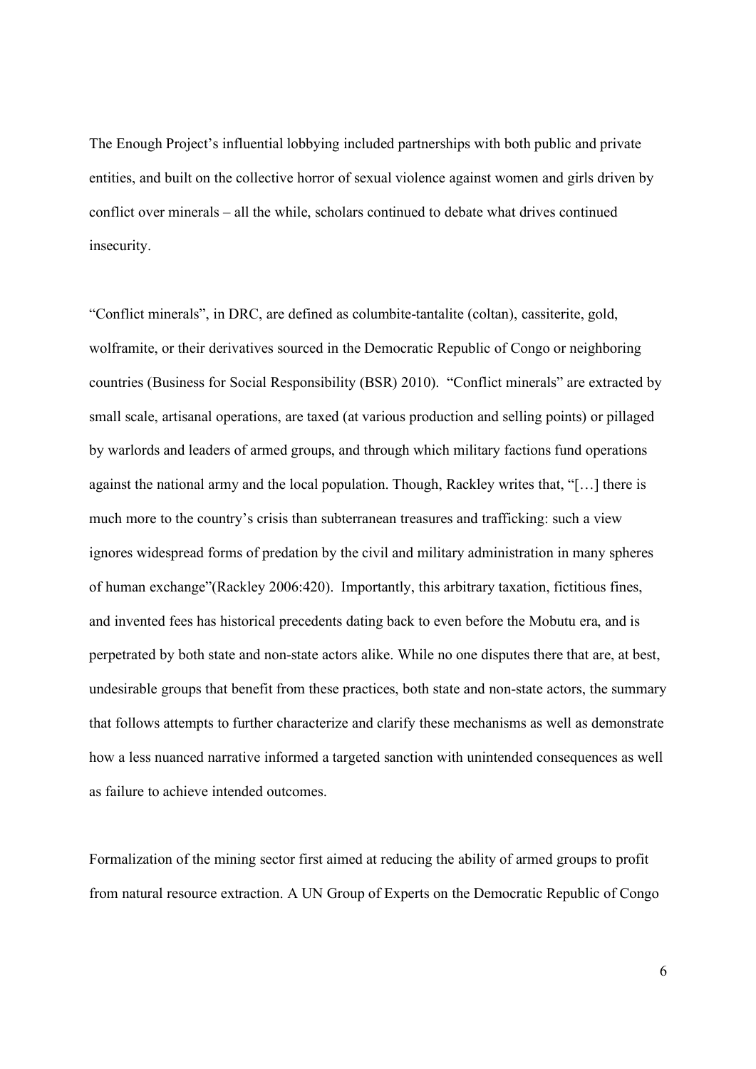The Enough Project's influential lobbying included partnerships with both public and private entities, and built on the collective horror of sexual violence against women and girls driven by conflict over minerals – all the while, scholars continued to debate what drives continued insecurity.

"Conflict minerals", in DRC, are defined as columbite-tantalite (coltan), cassiterite, gold, wolframite, or their derivatives sourced in the Democratic Republic of Congo or neighboring countries (Business for Social Responsibility (BSR) 2010). "Conflict minerals" are extracted by small scale, artisanal operations, are taxed (at various production and selling points) or pillaged by warlords and leaders of armed groups, and through which military factions fund operations against the national army and the local population. Though, Rackley writes that, "[…] there is much more to the country's crisis than subterranean treasures and trafficking: such a view ignores widespread forms of predation by the civil and military administration in many spheres of human exchange"(Rackley 2006:420). Importantly, this arbitrary taxation, fictitious fines, and invented fees has historical precedents dating back to even before the Mobutu era, and is perpetrated by both state and non-state actors alike. While no one disputes there that are, at best, undesirable groups that benefit from these practices, both state and non-state actors, the summary that follows attempts to further characterize and clarify these mechanisms as well as demonstrate how a less nuanced narrative informed a targeted sanction with unintended consequences as well as failure to achieve intended outcomes.

Formalization of the mining sector first aimed at reducing the ability of armed groups to profit from natural resource extraction. A UN Group of Experts on the Democratic Republic of Congo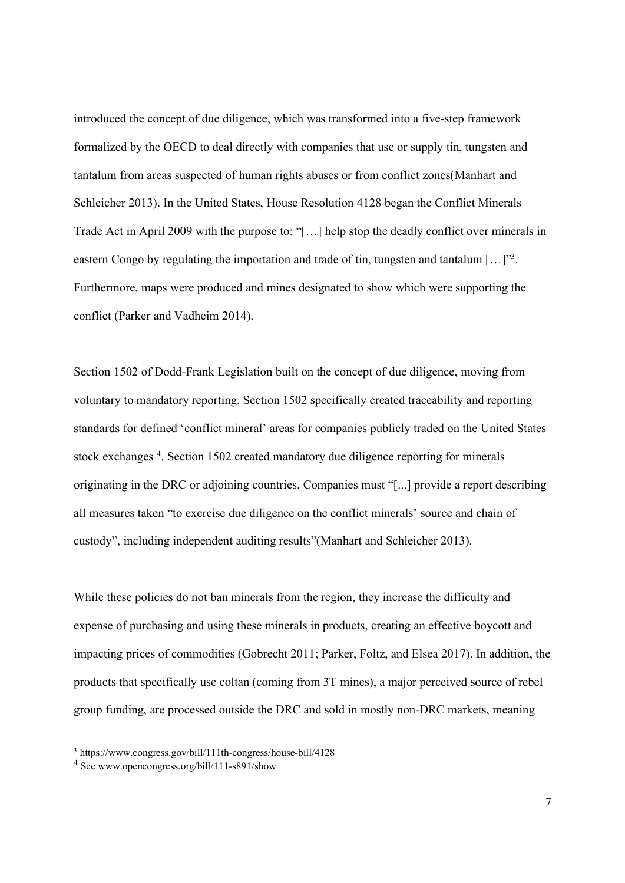introduced the concept of due diligence, which was transformed into a five-step framework formalized by the OECD to deal directly with companies that use or supply tin, tungsten and tantalum from areas suspected of human rights abuses or from conflict zones(Manhart and Schleicher 2013). In the United States, House Resolution 4128 began the Conflict Minerals Trade Act in April 2009 with the purpose to: "[…] help stop the deadly conflict over minerals in eastern Congo by regulating the importation and trade of tin, tungsten and tantalum […]"[3]. Furthermore, maps were produced and mines designated to show which were supporting the conflict (Parker and Vadheim 2014).

Section 1502 of Dodd-Frank Legislation built on the concept of due diligence, moving from voluntary to mandatory reporting. Section 1502 specifically created traceability and reporting standards for defined 'conflict mineral' areas for companies publicly traded on the United States stock exchanges [4]. Section 1502 created mandatory due diligence reporting for minerals originating in the DRC or adjoining countries. Companies must "[...] provide a report describing all measures taken "to exercise due diligence on the conflict minerals' source and chain of custody", including independent auditing results"(Manhart and Schleicher 2013).

While these policies do not ban minerals from the region, they increase the difficulty and expense of purchasing and using these minerals in products, creating an effective boycott and impacting prices of commodities (Gobrecht 2011; Parker, Foltz, and Elsea 2017). In addition, the products that specifically use coltan (coming from 3T mines), a major perceived source of rebel group funding, are processed outside the DRC and sold in mostly non-DRC markets, meaning

[3] https://www.congress.gov/bill/111th-congress/house-bill/4128

[4] See www.opencongress.org/bill/111-s891/show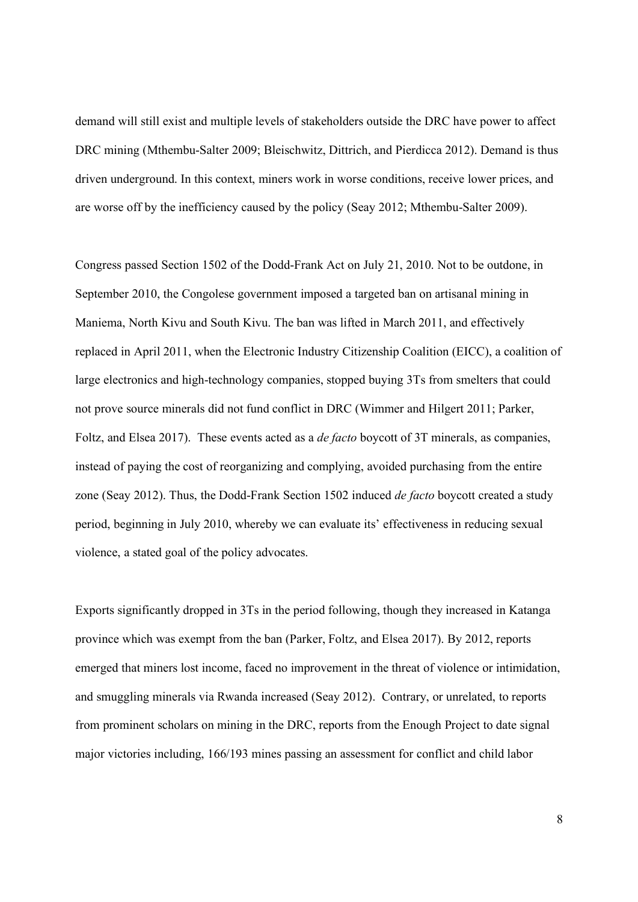demand will still exist and multiple levels of stakeholders outside the DRC have power to affect DRC mining (Mthembu-Salter 2009; Bleischwitz, Dittrich, and Pierdicca 2012). Demand is thus driven underground. In this context, miners work in worse conditions, receive lower prices, and are worse off by the inefficiency caused by the policy (Seay 2012; Mthembu-Salter 2009).

Congress passed Section 1502 of the Dodd-Frank Act on July 21, 2010. Not to be outdone, in September 2010, the Congolese government imposed a targeted ban on artisanal mining in Maniema, North Kivu and South Kivu. The ban was lifted in March 2011, and effectively replaced in April 2011, when the Electronic Industry Citizenship Coalition (EICC), a coalition of large electronics and high-technology companies, stopped buying 3Ts from smelters that could not prove source minerals did not fund conflict in DRC (Wimmer and Hilgert 2011; Parker, Foltz, and Elsea 2017). These events acted as a *de facto* boycott of 3T minerals, as companies, instead of paying the cost of reorganizing and complying, avoided purchasing from the entire zone (Seay 2012). Thus, the Dodd-Frank Section 1502 induced *de facto* boycott created a study period, beginning in July 2010, whereby we can evaluate its' effectiveness in reducing sexual violence, a stated goal of the policy advocates.

Exports significantly dropped in 3Ts in the period following, though they increased in Katanga province which was exempt from the ban (Parker, Foltz, and Elsea 2017). By 2012, reports emerged that miners lost income, faced no improvement in the threat of violence or intimidation, and smuggling minerals via Rwanda increased (Seay 2012). Contrary, or unrelated, to reports from prominent scholars on mining in the DRC, reports from the Enough Project to date signal major victories including, 166/193 mines passing an assessment for conflict and child labor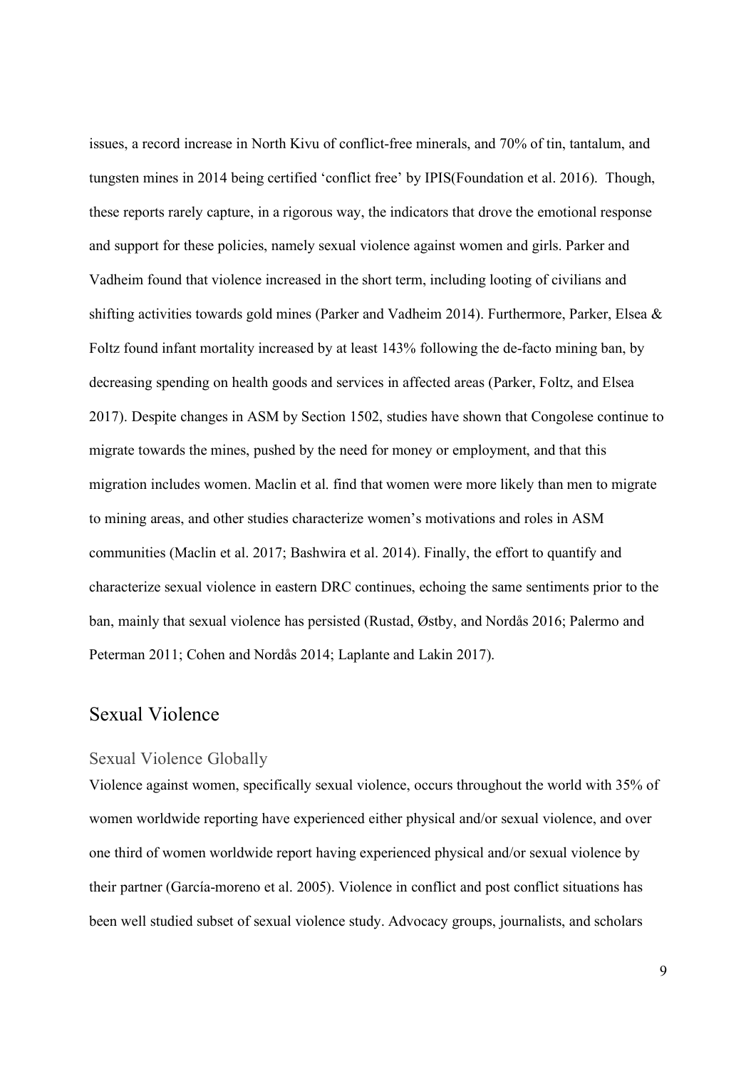issues, a record increase in North Kivu of conflict-free minerals, and 70% of tin, tantalum, and tungsten mines in 2014 being certified 'conflict free' by IPIS(Foundation et al. 2016). Though, these reports rarely capture, in a rigorous way, the indicators that drove the emotional response and support for these policies, namely sexual violence against women and girls. Parker and Vadheim found that violence increased in the short term, including looting of civilians and shifting activities towards gold mines (Parker and Vadheim 2014). Furthermore, Parker, Elsea & Foltz found infant mortality increased by at least 143% following the de-facto mining ban, by decreasing spending on health goods and services in affected areas (Parker, Foltz, and Elsea 2017). Despite changes in ASM by Section 1502, studies have shown that Congolese continue to migrate towards the mines, pushed by the need for money or employment, and that this migration includes women. Maclin et al. find that women were more likely than men to migrate to mining areas, and other studies characterize women's motivations and roles in ASM communities (Maclin et al. 2017; Bashwira et al. 2014). Finally, the effort to quantify and characterize sexual violence in eastern DRC continues, echoing the same sentiments prior to the ban, mainly that sexual violence has persisted (Rustad, Østby, and Nordås 2016; Palermo and Peterman 2011; Cohen and Nordås 2014; Laplante and Lakin 2017).

## Sexual Violence

### Sexual Violence Globally

Violence against women, specifically sexual violence, occurs throughout the world with 35% of women worldwide reporting have experienced either physical and/or sexual violence, and over one third of women worldwide report having experienced physical and/or sexual violence by their partner (García-moreno et al. 2005). Violence in conflict and post conflict situations has been well studied subset of sexual violence study. Advocacy groups, journalists, and scholars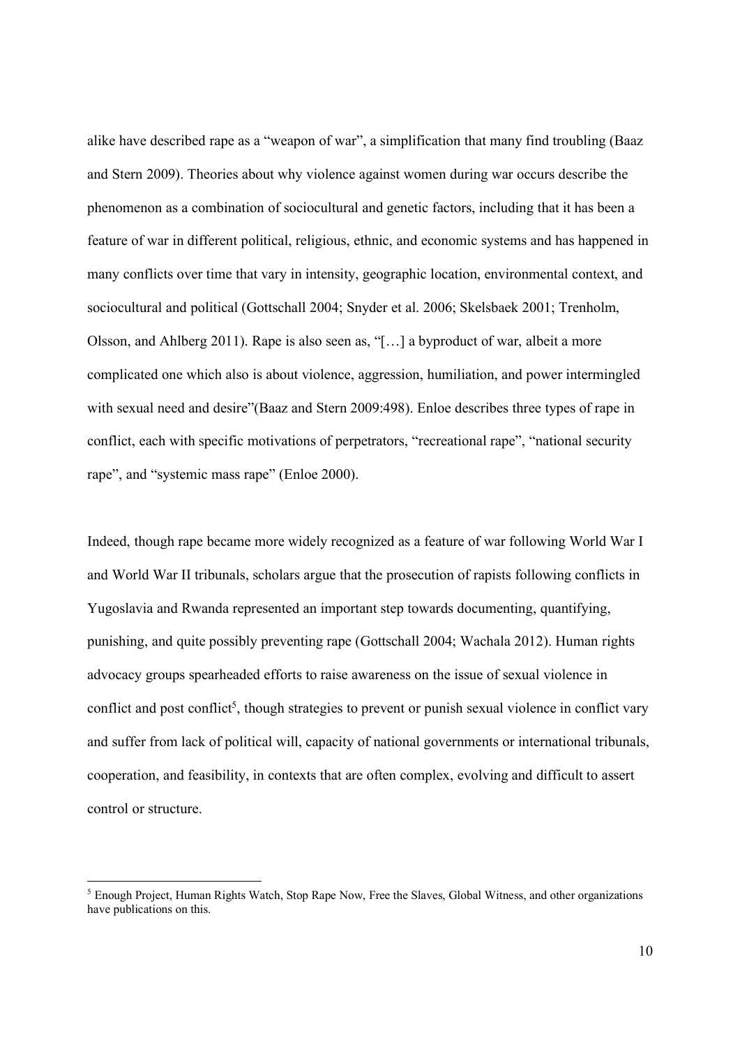alike have described rape as a “weapon of war”, a simplification that many find troubling (Baaz and Stern 2009). Theories about why violence against women during war occurs describe the phenomenon as a combination of sociocultural and genetic factors, including that it has been a feature of war in different political, religious, ethnic, and economic systems and has happened in many conflicts over time that vary in intensity, geographic location, environmental context, and sociocultural and political (Gottschall 2004; Snyder et al. 2006; Skelsbaek 2001; Trenholm, Olsson, and Ahlberg 2011). Rape is also seen as, “[…] a byproduct of war, albeit a more complicated one which also is about violence, aggression, humiliation, and power intermingled with sexual need and desire”(Baaz and Stern 2009:498). Enloe describes three types of rape in conflict, each with specific motivations of perpetrators, “recreational rape”, “national security rape”, and “systemic mass rape” (Enloe 2000).

Indeed, though rape became more widely recognized as a feature of war following World War I and World War II tribunals, scholars argue that the prosecution of rapists following conflicts in Yugoslavia and Rwanda represented an important step towards documenting, quantifying, punishing, and quite possibly preventing rape (Gottschall 2004; Wachala 2012). Human rights advocacy groups spearheaded efforts to raise awareness on the issue of sexual violence in conflict and post conflict[5], though strategies to prevent or punish sexual violence in conflict vary and suffer from lack of political will, capacity of national governments or international tribunals, cooperation, and feasibility, in contexts that are often complex, evolving and difficult to assert control or structure.

[5] Enough Project, Human Rights Watch, Stop Rape Now, Free the Slaves, Global Witness, and other organizations have publications on this.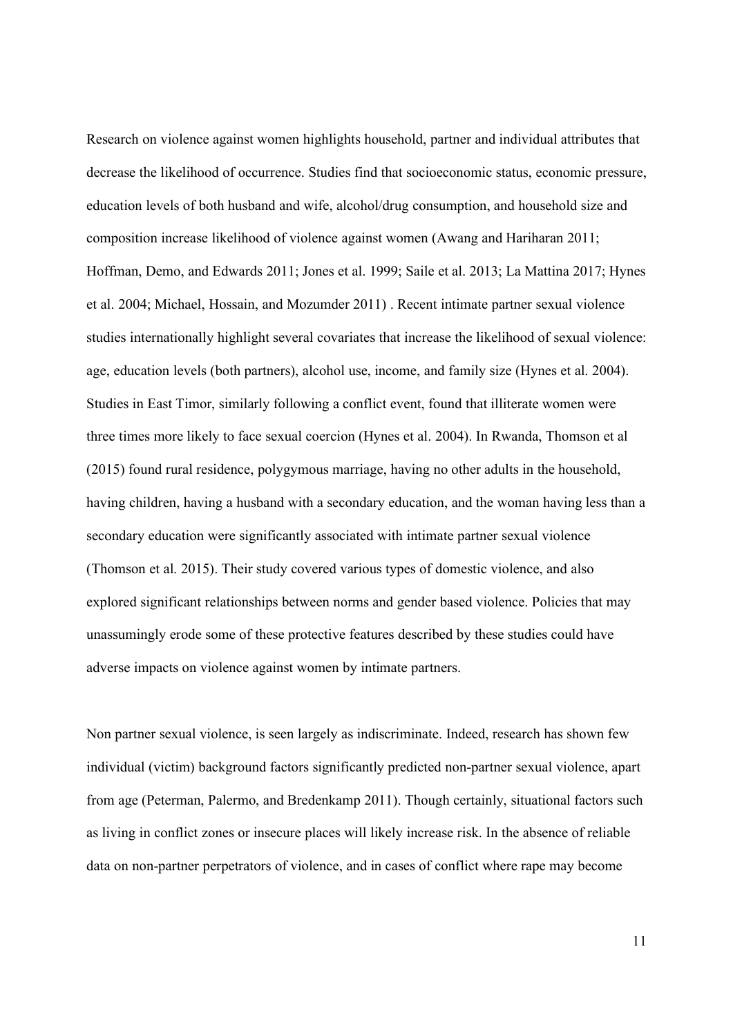Research on violence against women highlights household, partner and individual attributes that decrease the likelihood of occurrence. Studies find that socioeconomic status, economic pressure, education levels of both husband and wife, alcohol/drug consumption, and household size and composition increase likelihood of violence against women (Awang and Hariharan 2011; Hoffman, Demo, and Edwards 2011; Jones et al. 1999; Saile et al. 2013; La Mattina 2017; Hynes et al. 2004; Michael, Hossain, and Mozumder 2011) . Recent intimate partner sexual violence studies internationally highlight several covariates that increase the likelihood of sexual violence: age, education levels (both partners), alcohol use, income, and family size (Hynes et al. 2004). Studies in East Timor, similarly following a conflict event, found that illiterate women were three times more likely to face sexual coercion (Hynes et al. 2004). In Rwanda, Thomson et al (2015) found rural residence, polygymous marriage, having no other adults in the household, having children, having a husband with a secondary education, and the woman having less than a secondary education were significantly associated with intimate partner sexual violence (Thomson et al. 2015). Their study covered various types of domestic violence, and also explored significant relationships between norms and gender based violence. Policies that may unassumingly erode some of these protective features described by these studies could have adverse impacts on violence against women by intimate partners.

Non partner sexual violence, is seen largely as indiscriminate. Indeed, research has shown few individual (victim) background factors significantly predicted non-partner sexual violence, apart from age (Peterman, Palermo, and Bredenkamp 2011). Though certainly, situational factors such as living in conflict zones or insecure places will likely increase risk. In the absence of reliable data on non-partner perpetrators of violence, and in cases of conflict where rape may become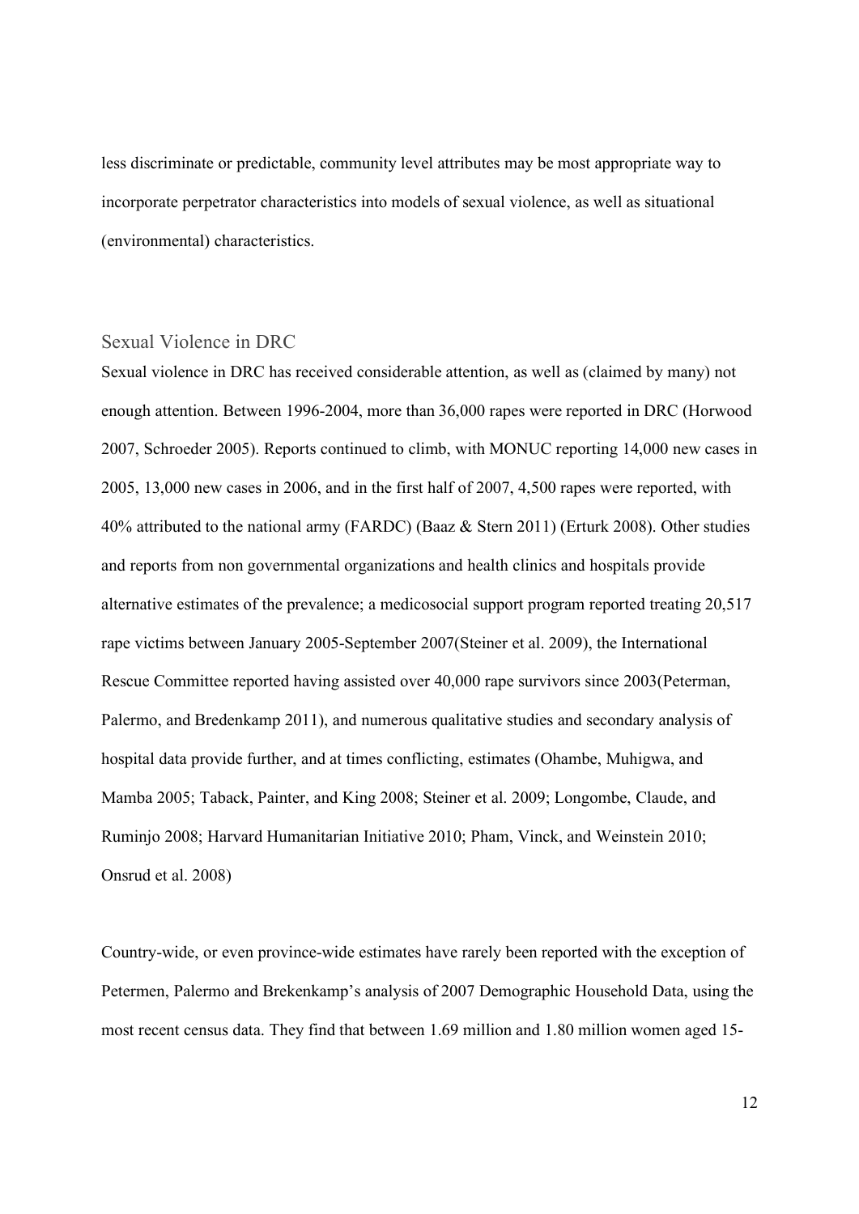less discriminate or predictable, community level attributes may be most appropriate way to incorporate perpetrator characteristics into models of sexual violence, as well as situational (environmental) characteristics.

## Sexual Violence in DRC

Sexual violence in DRC has received considerable attention, as well as (claimed by many) not enough attention. Between 1996-2004, more than 36,000 rapes were reported in DRC (Horwood 2007, Schroeder 2005). Reports continued to climb, with MONUC reporting 14,000 new cases in 2005, 13,000 new cases in 2006, and in the first half of 2007, 4,500 rapes were reported, with 40% attributed to the national army (FARDC) (Baaz & Stern 2011) (Erturk 2008). Other studies and reports from non governmental organizations and health clinics and hospitals provide alternative estimates of the prevalence; a medicosocial support program reported treating 20,517 rape victims between January 2005-September 2007(Steiner et al. 2009), the International Rescue Committee reported having assisted over 40,000 rape survivors since 2003(Peterman, Palermo, and Bredenkamp 2011), and numerous qualitative studies and secondary analysis of hospital data provide further, and at times conflicting, estimates (Ohambe, Muhigwa, and Mamba 2005; Taback, Painter, and King 2008; Steiner et al. 2009; Longombe, Claude, and Ruminjo 2008; Harvard Humanitarian Initiative 2010; Pham, Vinck, and Weinstein 2010; Onsrud et al. 2008)

Country-wide, or even province-wide estimates have rarely been reported with the exception of Petermen, Palermo and Brekenkamp's analysis of 2007 Demographic Household Data, using the most recent census data. They find that between 1.69 million and 1.80 million women aged 15-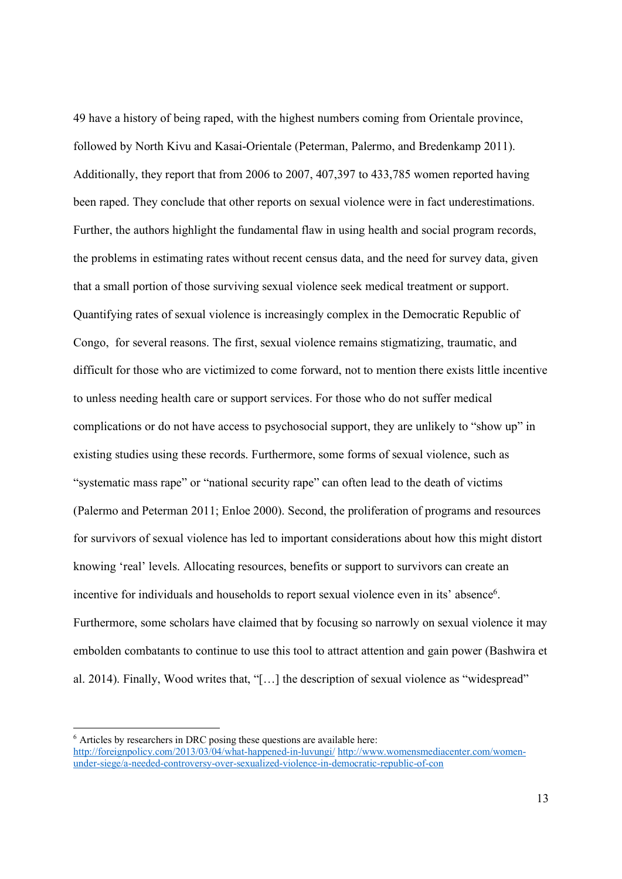49 have a history of being raped, with the highest numbers coming from Orientale province, followed by North Kivu and Kasai-Orientale (Peterman, Palermo, and Bredenkamp 2011). Additionally, they report that from 2006 to 2007, 407,397 to 433,785 women reported having been raped. They conclude that other reports on sexual violence were in fact underestimations. Further, the authors highlight the fundamental flaw in using health and social program records, the problems in estimating rates without recent census data, and the need for survey data, given that a small portion of those surviving sexual violence seek medical treatment or support. Quantifying rates of sexual violence is increasingly complex in the Democratic Republic of Congo,  for several reasons. The first, sexual violence remains stigmatizing, traumatic, and difficult for those who are victimized to come forward, not to mention there exists little incentive to unless needing health care or support services. For those who do not suffer medical complications or do not have access to psychosocial support, they are unlikely to "show up" in existing studies using these records. Furthermore, some forms of sexual violence, such as "systematic mass rape" or "national security rape" can often lead to the death of victims (Palermo and Peterman 2011; Enloe 2000). Second, the proliferation of programs and resources for survivors of sexual violence has led to important considerations about how this might distort knowing 'real' levels. Allocating resources, benefits or support to survivors can create an incentive for individuals and households to report sexual violence even in its' absence[6]. Furthermore, some scholars have claimed that by focusing so narrowly on sexual violence it may embolden combatants to continue to use this tool to attract attention and gain power (Bashwira et al. 2014). Finally, Wood writes that, "[…] the description of sexual violence as "widespread"

[6] Articles by researchers in DRC posing these questions are available here: http://foreignpolicy.com/2013/03/04/what-happened-in-luvungi/ http://www.womensmediacenter.com/women-under-siege/a-needed-controversy-over-sexualized-violence-in-democratic-republic-of-con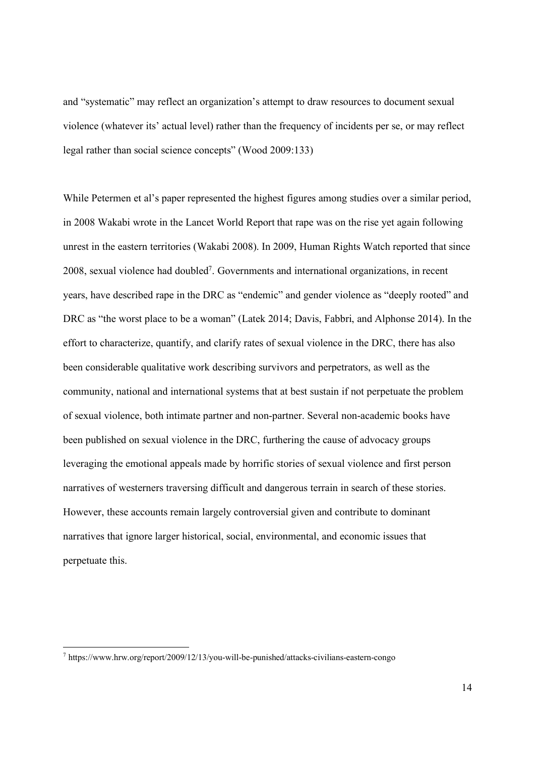and "systematic" may reflect an organization's attempt to draw resources to document sexual violence (whatever its' actual level) rather than the frequency of incidents per se, or may reflect legal rather than social science concepts" (Wood 2009:133)

While Petermen et al's paper represented the highest figures among studies over a similar period, in 2008 Wakabi wrote in the Lancet World Report that rape was on the rise yet again following unrest in the eastern territories (Wakabi 2008). In 2009, Human Rights Watch reported that since 2008, sexual violence had doubled[7]. Governments and international organizations, in recent years, have described rape in the DRC as "endemic" and gender violence as "deeply rooted" and DRC as "the worst place to be a woman" (Latek 2014; Davis, Fabbri, and Alphonse 2014). In the effort to characterize, quantify, and clarify rates of sexual violence in the DRC, there has also been considerable qualitative work describing survivors and perpetrators, as well as the community, national and international systems that at best sustain if not perpetuate the problem of sexual violence, both intimate partner and non-partner. Several non-academic books have been published on sexual violence in the DRC, furthering the cause of advocacy groups leveraging the emotional appeals made by horrific stories of sexual violence and first person narratives of westerners traversing difficult and dangerous terrain in search of these stories. However, these accounts remain largely controversial given and contribute to dominant narratives that ignore larger historical, social, environmental, and economic issues that perpetuate this.

[7] https://www.hrw.org/report/2009/12/13/you-will-be-punished/attacks-civilians-eastern-congo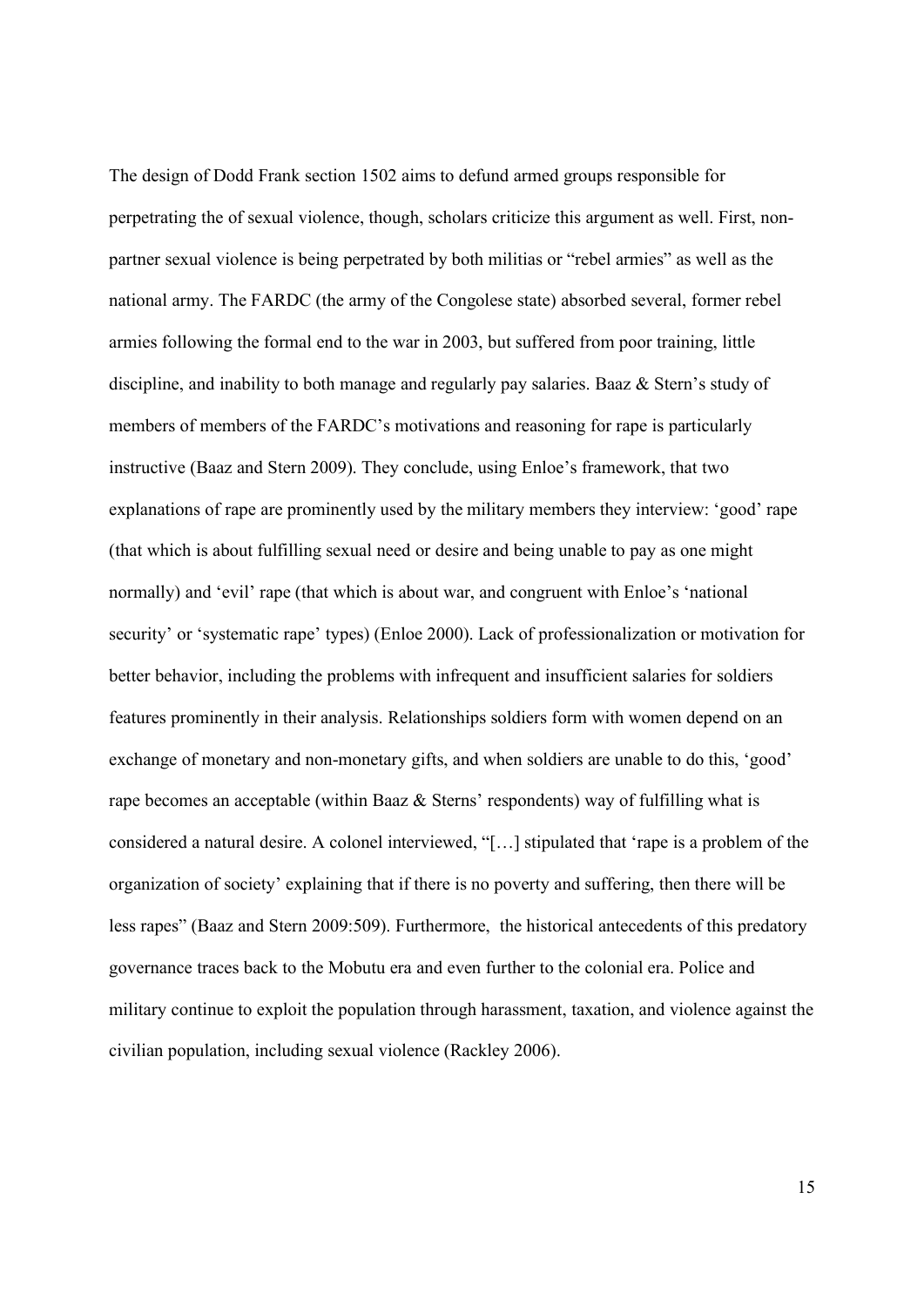The design of Dodd Frank section 1502 aims to defund armed groups responsible for perpetrating the of sexual violence, though, scholars criticize this argument as well. First, non-partner sexual violence is being perpetrated by both militias or "rebel armies" as well as the national army. The FARDC (the army of the Congolese state) absorbed several, former rebel armies following the formal end to the war in 2003, but suffered from poor training, little discipline, and inability to both manage and regularly pay salaries. Baaz & Stern's study of members of members of the FARDC's motivations and reasoning for rape is particularly instructive (Baaz and Stern 2009). They conclude, using Enloe's framework, that two explanations of rape are prominently used by the military members they interview: 'good' rape (that which is about fulfilling sexual need or desire and being unable to pay as one might normally) and 'evil' rape (that which is about war, and congruent with Enloe's 'national security' or 'systematic rape' types) (Enloe 2000). Lack of professionalization or motivation for better behavior, including the problems with infrequent and insufficient salaries for soldiers features prominently in their analysis. Relationships soldiers form with women depend on an exchange of monetary and non-monetary gifts, and when soldiers are unable to do this, 'good' rape becomes an acceptable (within Baaz & Sterns' respondents) way of fulfilling what is considered a natural desire. A colonel interviewed, "[…] stipulated that 'rape is a problem of the organization of society' explaining that if there is no poverty and suffering, then there will be less rapes" (Baaz and Stern 2009:509). Furthermore, the historical antecedents of this predatory governance traces back to the Mobutu era and even further to the colonial era. Police and military continue to exploit the population through harassment, taxation, and violence against the civilian population, including sexual violence (Rackley 2006).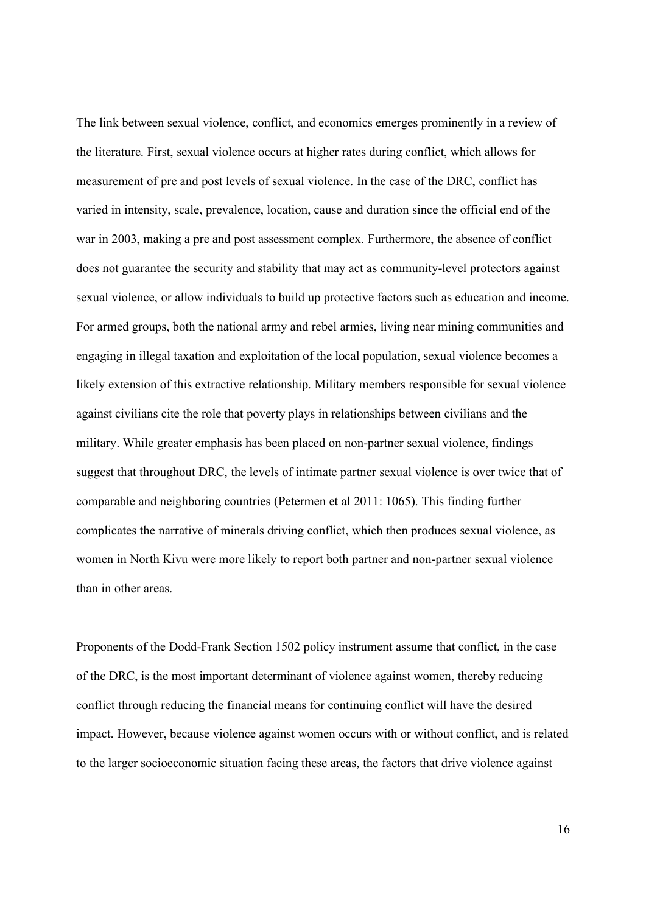The link between sexual violence, conflict, and economics emerges prominently in a review of the literature. First, sexual violence occurs at higher rates during conflict, which allows for measurement of pre and post levels of sexual violence. In the case of the DRC, conflict has varied in intensity, scale, prevalence, location, cause and duration since the official end of the war in 2003, making a pre and post assessment complex. Furthermore, the absence of conflict does not guarantee the security and stability that may act as community-level protectors against sexual violence, or allow individuals to build up protective factors such as education and income. For armed groups, both the national army and rebel armies, living near mining communities and engaging in illegal taxation and exploitation of the local population, sexual violence becomes a likely extension of this extractive relationship. Military members responsible for sexual violence against civilians cite the role that poverty plays in relationships between civilians and the military. While greater emphasis has been placed on non-partner sexual violence, findings suggest that throughout DRC, the levels of intimate partner sexual violence is over twice that of comparable and neighboring countries (Petermen et al 2011: 1065). This finding further complicates the narrative of minerals driving conflict, which then produces sexual violence, as women in North Kivu were more likely to report both partner and non-partner sexual violence than in other areas.

Proponents of the Dodd-Frank Section 1502 policy instrument assume that conflict, in the case of the DRC, is the most important determinant of violence against women, thereby reducing conflict through reducing the financial means for continuing conflict will have the desired impact. However, because violence against women occurs with or without conflict, and is related to the larger socioeconomic situation facing these areas, the factors that drive violence against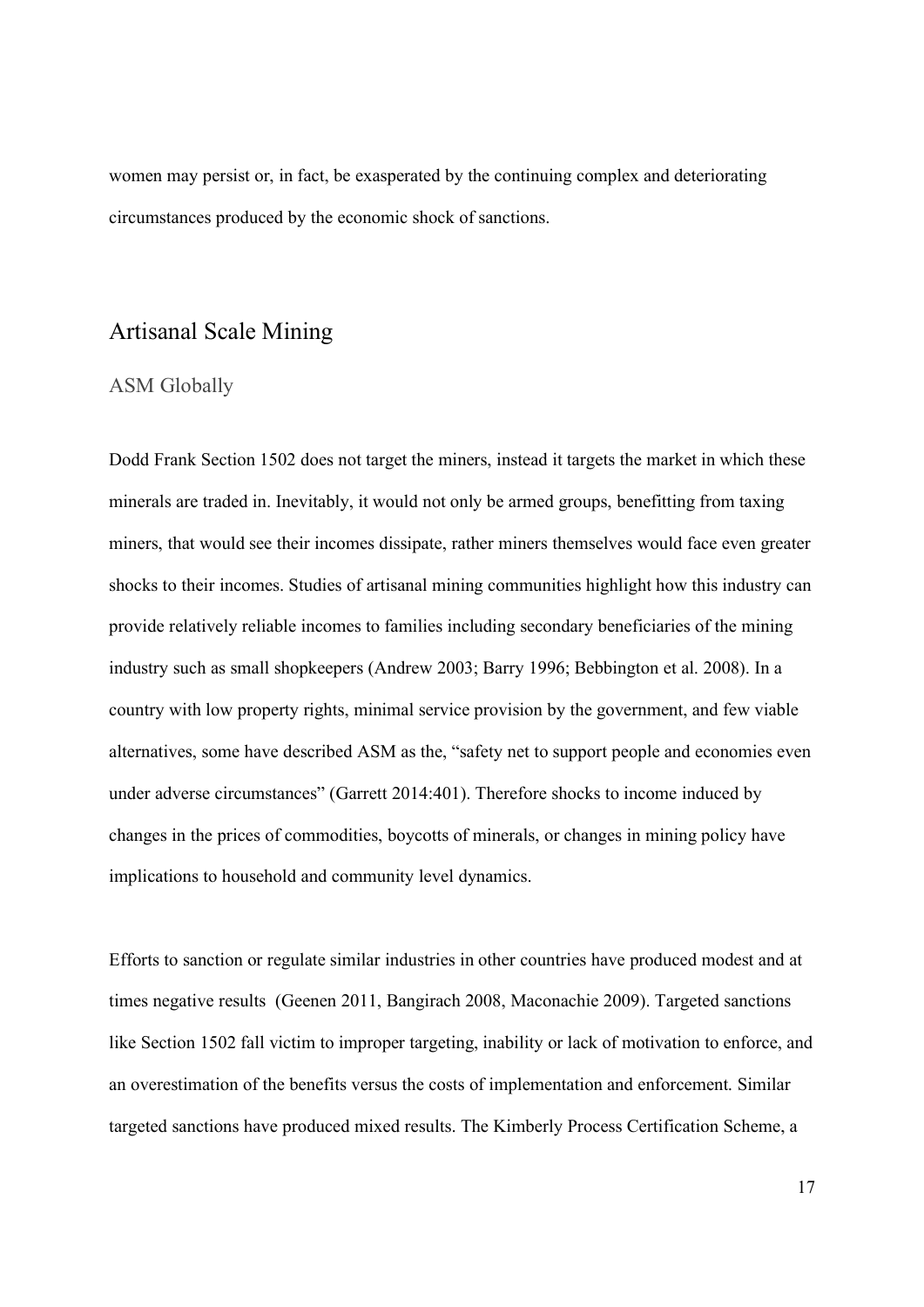women may persist or, in fact, be exasperated by the continuing complex and deteriorating circumstances produced by the economic shock of sanctions.

## Artisanal Scale Mining

### ASM Globally

Dodd Frank Section 1502 does not target the miners, instead it targets the market in which these minerals are traded in. Inevitably, it would not only be armed groups, benefitting from taxing miners, that would see their incomes dissipate, rather miners themselves would face even greater shocks to their incomes. Studies of artisanal mining communities highlight how this industry can provide relatively reliable incomes to families including secondary beneficiaries of the mining industry such as small shopkeepers (Andrew 2003; Barry 1996; Bebbington et al. 2008). In a country with low property rights, minimal service provision by the government, and few viable alternatives, some have described ASM as the, "safety net to support people and economies even under adverse circumstances" (Garrett 2014:401). Therefore shocks to income induced by changes in the prices of commodities, boycotts of minerals, or changes in mining policy have implications to household and community level dynamics.

Efforts to sanction or regulate similar industries in other countries have produced modest and at times negative results (Geenen 2011, Bangirach 2008, Maconachie 2009). Targeted sanctions like Section 1502 fall victim to improper targeting, inability or lack of motivation to enforce, and an overestimation of the benefits versus the costs of implementation and enforcement. Similar targeted sanctions have produced mixed results. The Kimberly Process Certification Scheme, a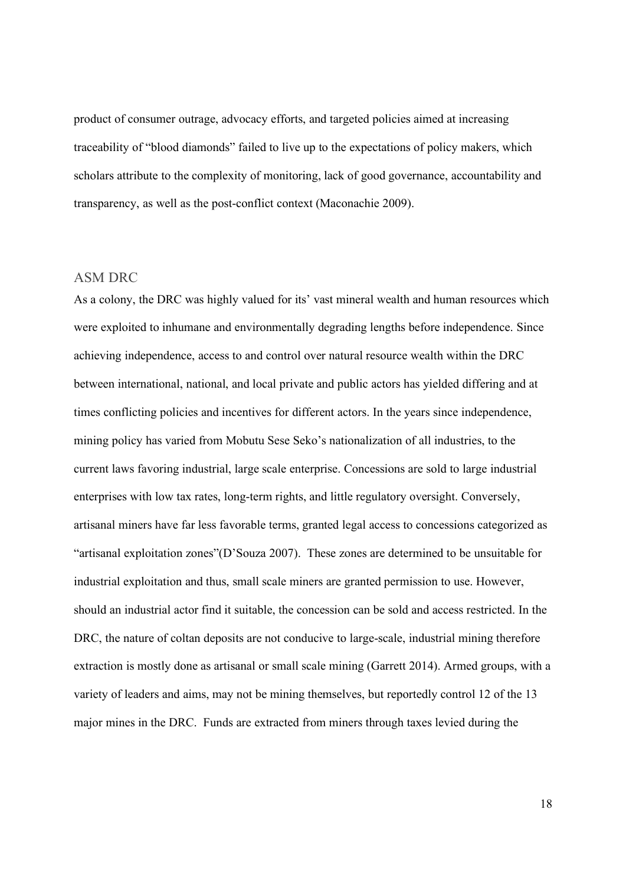product of consumer outrage, advocacy efforts, and targeted policies aimed at increasing traceability of "blood diamonds" failed to live up to the expectations of policy makers, which scholars attribute to the complexity of monitoring, lack of good governance, accountability and transparency, as well as the post-conflict context (Maconachie 2009).

## ASM DRC

As a colony, the DRC was highly valued for its' vast mineral wealth and human resources which were exploited to inhumane and environmentally degrading lengths before independence. Since achieving independence, access to and control over natural resource wealth within the DRC between international, national, and local private and public actors has yielded differing and at times conflicting policies and incentives for different actors. In the years since independence, mining policy has varied from Mobutu Sese Seko's nationalization of all industries, to the current laws favoring industrial, large scale enterprise. Concessions are sold to large industrial enterprises with low tax rates, long-term rights, and little regulatory oversight. Conversely, artisanal miners have far less favorable terms, granted legal access to concessions categorized as "artisanal exploitation zones"(D'Souza 2007). These zones are determined to be unsuitable for industrial exploitation and thus, small scale miners are granted permission to use. However, should an industrial actor find it suitable, the concession can be sold and access restricted. In the DRC, the nature of coltan deposits are not conducive to large-scale, industrial mining therefore extraction is mostly done as artisanal or small scale mining (Garrett 2014). Armed groups, with a variety of leaders and aims, may not be mining themselves, but reportedly control 12 of the 13 major mines in the DRC. Funds are extracted from miners through taxes levied during the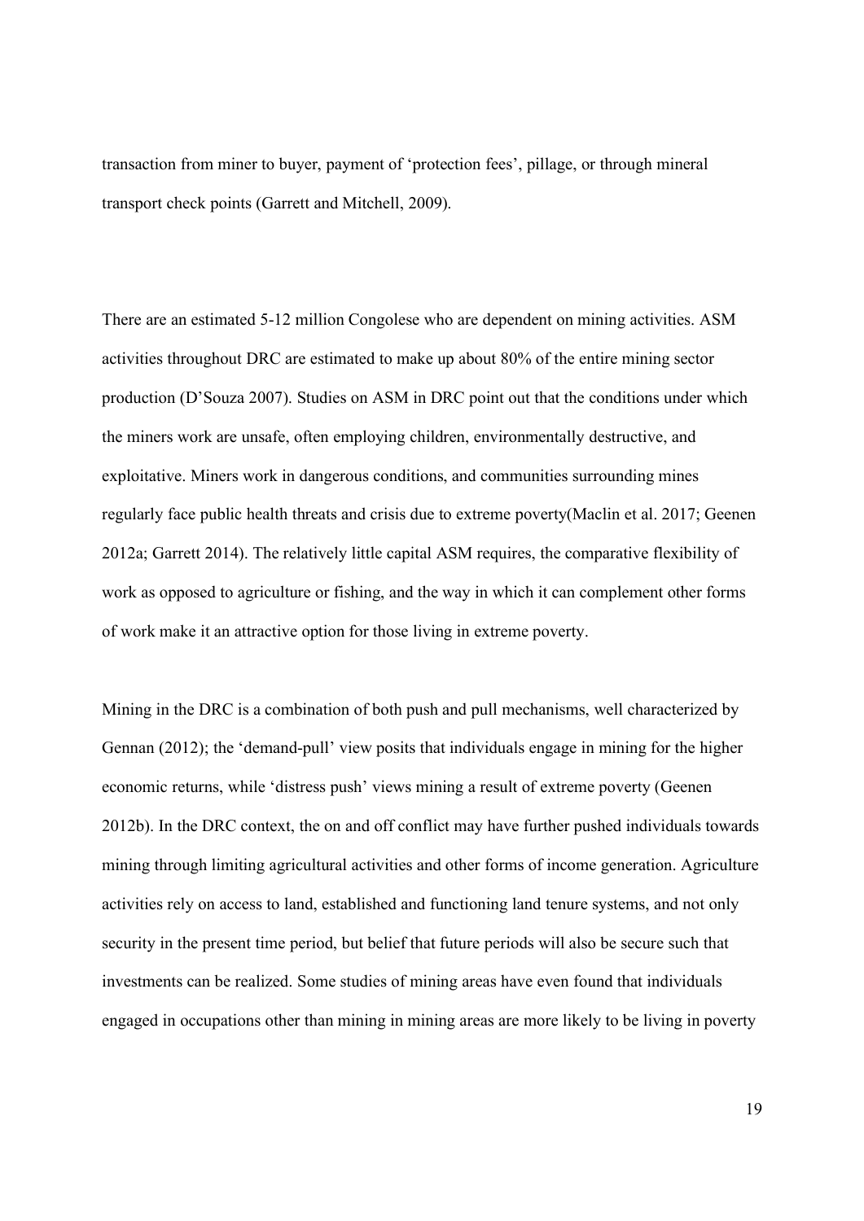transaction from miner to buyer, payment of 'protection fees', pillage, or through mineral transport check points (Garrett and Mitchell, 2009).

There are an estimated 5-12 million Congolese who are dependent on mining activities. ASM activities throughout DRC are estimated to make up about 80% of the entire mining sector production (D'Souza 2007). Studies on ASM in DRC point out that the conditions under which the miners work are unsafe, often employing children, environmentally destructive, and exploitative. Miners work in dangerous conditions, and communities surrounding mines regularly face public health threats and crisis due to extreme poverty(Maclin et al. 2017; Geenen 2012a; Garrett 2014). The relatively little capital ASM requires, the comparative flexibility of work as opposed to agriculture or fishing, and the way in which it can complement other forms of work make it an attractive option for those living in extreme poverty.

Mining in the DRC is a combination of both push and pull mechanisms, well characterized by Gennan (2012); the 'demand-pull' view posits that individuals engage in mining for the higher economic returns, while 'distress push' views mining a result of extreme poverty (Geenen 2012b). In the DRC context, the on and off conflict may have further pushed individuals towards mining through limiting agricultural activities and other forms of income generation. Agriculture activities rely on access to land, established and functioning land tenure systems, and not only security in the present time period, but belief that future periods will also be secure such that investments can be realized. Some studies of mining areas have even found that individuals engaged in occupations other than mining in mining areas are more likely to be living in poverty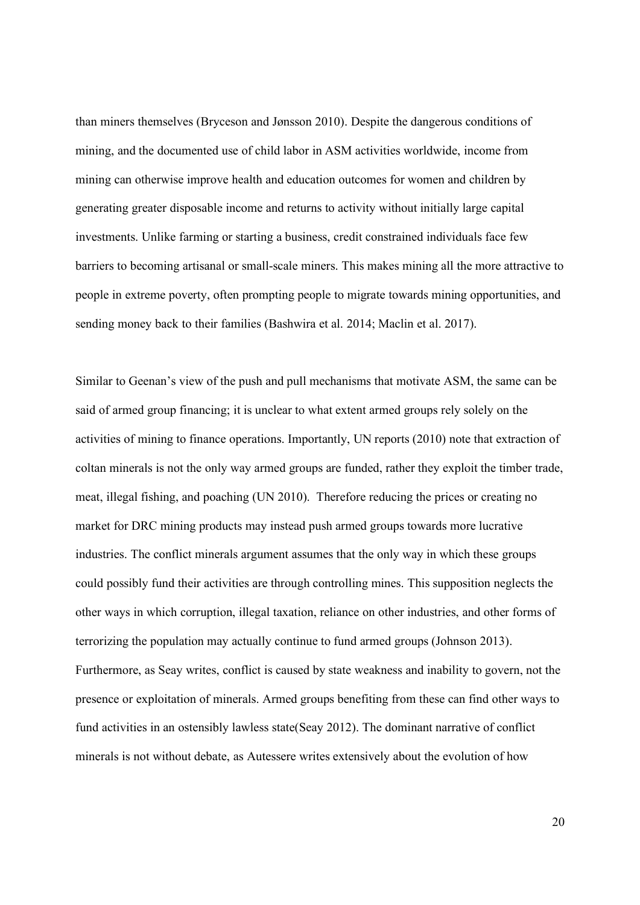than miners themselves (Bryceson and Jønsson 2010). Despite the dangerous conditions of mining, and the documented use of child labor in ASM activities worldwide, income from mining can otherwise improve health and education outcomes for women and children by generating greater disposable income and returns to activity without initially large capital investments. Unlike farming or starting a business, credit constrained individuals face few barriers to becoming artisanal or small-scale miners. This makes mining all the more attractive to people in extreme poverty, often prompting people to migrate towards mining opportunities, and sending money back to their families (Bashwira et al. 2014; Maclin et al. 2017).

Similar to Geenan's view of the push and pull mechanisms that motivate ASM, the same can be said of armed group financing; it is unclear to what extent armed groups rely solely on the activities of mining to finance operations. Importantly, UN reports (2010) note that extraction of coltan minerals is not the only way armed groups are funded, rather they exploit the timber trade, meat, illegal fishing, and poaching (UN 2010). Therefore reducing the prices or creating no market for DRC mining products may instead push armed groups towards more lucrative industries. The conflict minerals argument assumes that the only way in which these groups could possibly fund their activities are through controlling mines. This supposition neglects the other ways in which corruption, illegal taxation, reliance on other industries, and other forms of terrorizing the population may actually continue to fund armed groups (Johnson 2013). Furthermore, as Seay writes, conflict is caused by state weakness and inability to govern, not the presence or exploitation of minerals. Armed groups benefiting from these can find other ways to fund activities in an ostensibly lawless state(Seay 2012). The dominant narrative of conflict minerals is not without debate, as Autessere writes extensively about the evolution of how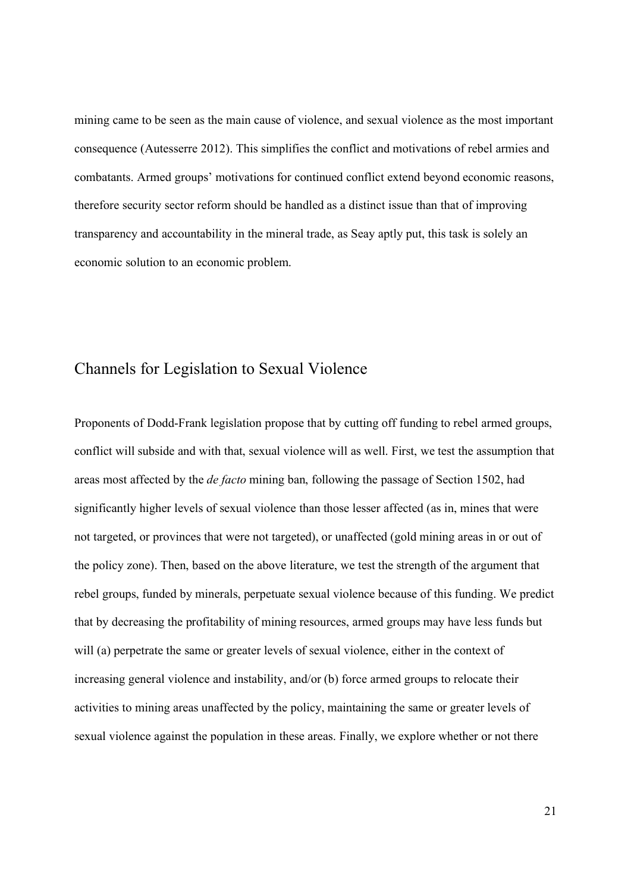mining came to be seen as the main cause of violence, and sexual violence as the most important consequence (Autesserre 2012). This simplifies the conflict and motivations of rebel armies and combatants. Armed groups' motivations for continued conflict extend beyond economic reasons, therefore security sector reform should be handled as a distinct issue than that of improving transparency and accountability in the mineral trade, as Seay aptly put, this task is solely an economic solution to an economic problem.

## Channels for Legislation to Sexual Violence

Proponents of Dodd-Frank legislation propose that by cutting off funding to rebel armed groups, conflict will subside and with that, sexual violence will as well. First, we test the assumption that areas most affected by the *de facto* mining ban, following the passage of Section 1502, had significantly higher levels of sexual violence than those lesser affected (as in, mines that were not targeted, or provinces that were not targeted), or unaffected (gold mining areas in or out of the policy zone). Then, based on the above literature, we test the strength of the argument that rebel groups, funded by minerals, perpetuate sexual violence because of this funding. We predict that by decreasing the profitability of mining resources, armed groups may have less funds but will (a) perpetrate the same or greater levels of sexual violence, either in the context of increasing general violence and instability, and/or (b) force armed groups to relocate their activities to mining areas unaffected by the policy, maintaining the same or greater levels of sexual violence against the population in these areas. Finally, we explore whether or not there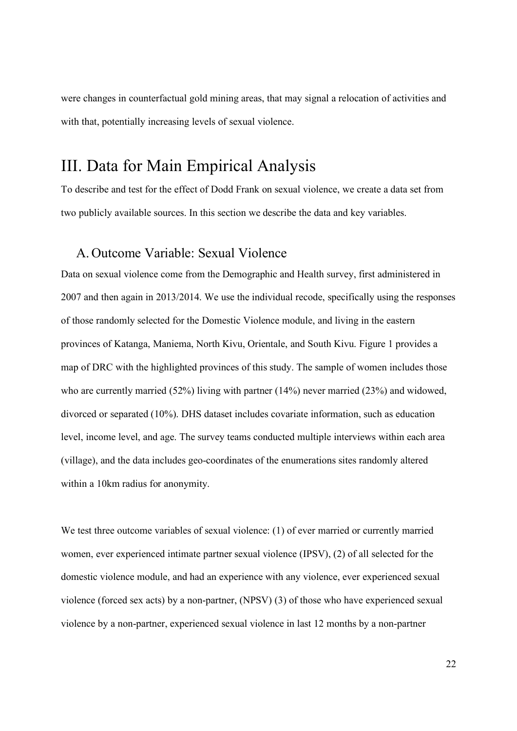were changes in counterfactual gold mining areas, that may signal a relocation of activities and with that, potentially increasing levels of sexual violence.

# III. Data for Main Empirical Analysis

To describe and test for the effect of Dodd Frank on sexual violence, we create a data set from two publicly available sources. In this section we describe the data and key variables.

## A. Outcome Variable: Sexual Violence

Data on sexual violence come from the Demographic and Health survey, first administered in 2007 and then again in 2013/2014. We use the individual recode, specifically using the responses of those randomly selected for the Domestic Violence module, and living in the eastern provinces of Katanga, Maniema, North Kivu, Orientale, and South Kivu. Figure 1 provides a map of DRC with the highlighted provinces of this study. The sample of women includes those who are currently married (52%) living with partner (14%) never married (23%) and widowed, divorced or separated (10%). DHS dataset includes covariate information, such as education level, income level, and age. The survey teams conducted multiple interviews within each area (village), and the data includes geo-coordinates of the enumerations sites randomly altered within a 10km radius for anonymity.

We test three outcome variables of sexual violence: (1) of ever married or currently married women, ever experienced intimate partner sexual violence (IPSV), (2) of all selected for the domestic violence module, and had an experience with any violence, ever experienced sexual violence (forced sex acts) by a non-partner, (NPSV) (3) of those who have experienced sexual violence by a non-partner, experienced sexual violence in last 12 months by a non-partner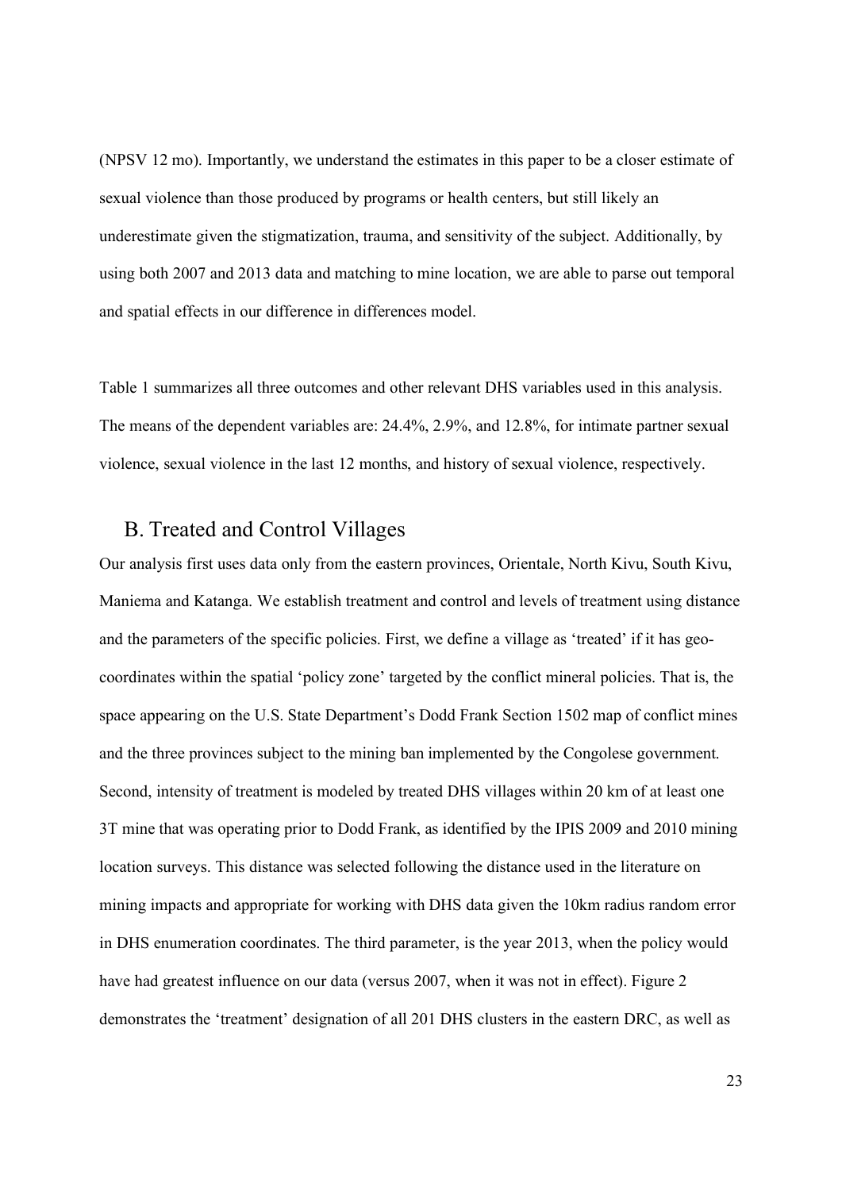(NPSV 12 mo). Importantly, we understand the estimates in this paper to be a closer estimate of sexual violence than those produced by programs or health centers, but still likely an underestimate given the stigmatization, trauma, and sensitivity of the subject. Additionally, by using both 2007 and 2013 data and matching to mine location, we are able to parse out temporal and spatial effects in our difference in differences model.

Table 1 summarizes all three outcomes and other relevant DHS variables used in this analysis. The means of the dependent variables are: 24.4%, 2.9%, and 12.8%, for intimate partner sexual violence, sexual violence in the last 12 months, and history of sexual violence, respectively.

## B. Treated and Control Villages

Our analysis first uses data only from the eastern provinces, Orientale, North Kivu, South Kivu, Maniema and Katanga. We establish treatment and control and levels of treatment using distance and the parameters of the specific policies. First, we define a village as 'treated' if it has geo-coordinates within the spatial 'policy zone' targeted by the conflict mineral policies. That is, the space appearing on the U.S. State Department's Dodd Frank Section 1502 map of conflict mines and the three provinces subject to the mining ban implemented by the Congolese government. Second, intensity of treatment is modeled by treated DHS villages within 20 km of at least one 3T mine that was operating prior to Dodd Frank, as identified by the IPIS 2009 and 2010 mining location surveys. This distance was selected following the distance used in the literature on mining impacts and appropriate for working with DHS data given the 10km radius random error in DHS enumeration coordinates. The third parameter, is the year 2013, when the policy would have had greatest influence on our data (versus 2007, when it was not in effect). Figure 2 demonstrates the 'treatment' designation of all 201 DHS clusters in the eastern DRC, as well as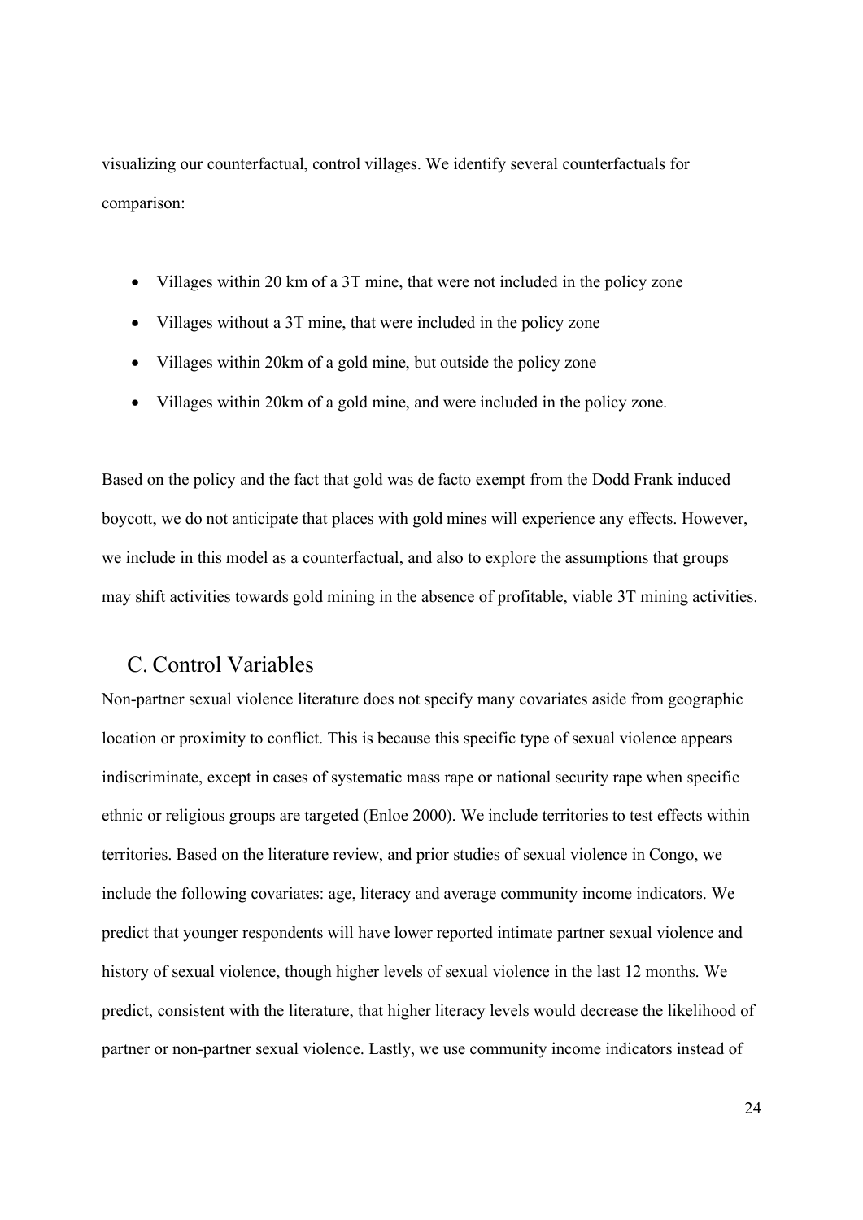visualizing our counterfactual, control villages. We identify several counterfactuals for comparison:

- Villages within 20 km of a 3T mine, that were not included in the policy zone
- Villages without a 3T mine, that were included in the policy zone
- Villages within 20km of a gold mine, but outside the policy zone
- Villages within 20km of a gold mine, and were included in the policy zone.

Based on the policy and the fact that gold was de facto exempt from the Dodd Frank induced boycott, we do not anticipate that places with gold mines will experience any effects. However, we include in this model as a counterfactual, and also to explore the assumptions that groups may shift activities towards gold mining in the absence of profitable, viable 3T mining activities.

## C. Control Variables

Non-partner sexual violence literature does not specify many covariates aside from geographic location or proximity to conflict. This is because this specific type of sexual violence appears indiscriminate, except in cases of systematic mass rape or national security rape when specific ethnic or religious groups are targeted (Enloe 2000). We include territories to test effects within territories. Based on the literature review, and prior studies of sexual violence in Congo, we include the following covariates: age, literacy and average community income indicators. We predict that younger respondents will have lower reported intimate partner sexual violence and history of sexual violence, though higher levels of sexual violence in the last 12 months. We predict, consistent with the literature, that higher literacy levels would decrease the likelihood of partner or non-partner sexual violence. Lastly, we use community income indicators instead of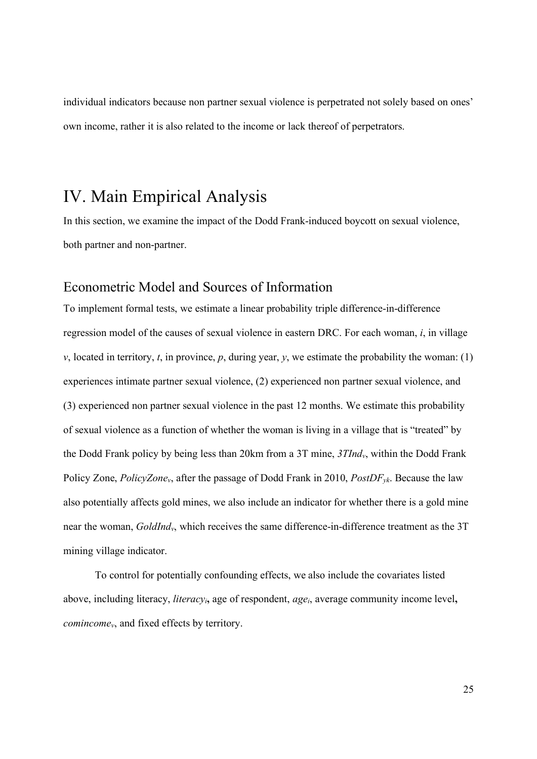individual indicators because non partner sexual violence is perpetrated not solely based on ones' own income, rather it is also related to the income or lack thereof of perpetrators.

# IV. Main Empirical Analysis

In this section, we examine the impact of the Dodd Frank-induced boycott on sexual violence, both partner and non-partner.

## Econometric Model and Sources of Information

To implement formal tests, we estimate a linear probability triple difference-in-difference regression model of the causes of sexual violence in eastern DRC. For each woman, *i*, in village *v*, located in territory, *t*, in province, *p*, during year, *y*, we estimate the probability the woman: (1) experiences intimate partner sexual violence, (2) experienced non partner sexual violence, and (3) experienced non partner sexual violence in the past 12 months. We estimate this probability of sexual violence as a function of whether the woman is living in a village that is "treated" by the Dodd Frank policy by being less than 20km from a 3T mine, $3TInd_v$, within the Dodd Frank Policy Zone, $PolicyZone_v$, after the passage of Dodd Frank in 2010, $PostDF_{yk}$. Because the law also potentially affects gold mines, we also include an indicator for whether there is a gold mine near the woman, $GoldInd_v$, which receives the same difference-in-difference treatment as the 3T mining village indicator.

To control for potentially confounding effects, we also include the covariates listed above, including literacy, $literacy_i$, age of respondent, $age_i$, average community income level, $comincome_v$, and fixed effects by territory.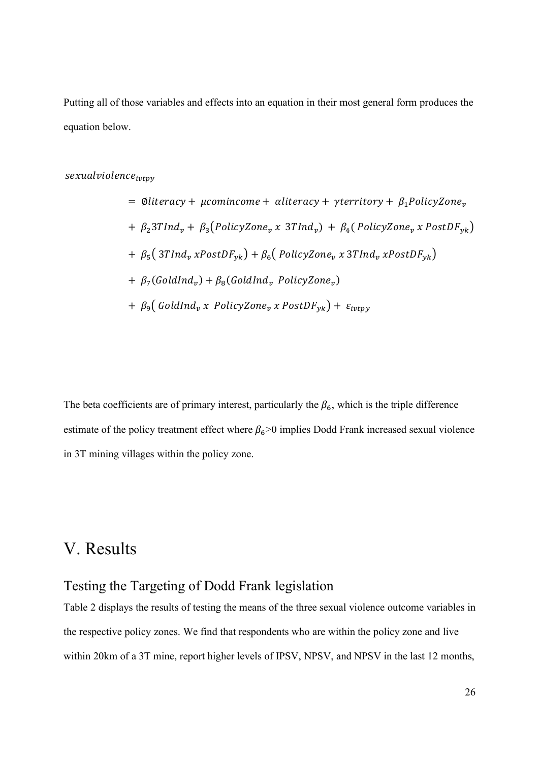Putting all of those variables and effects into an equation in their most general form produces the equation below.

$$
\begin{aligned}
sexualviolence_{ivtpy} &= \emptyset literacy + \mu comincome + \alpha literacy + \gamma territory + \beta_1 PolicyZone_v \\
&+ \beta_2 3TInd_v + \beta_3 (PolicyZone_v \ x \ 3TInd_v) + \beta_4 (PolicyZone_v \ x \ PostDF_{yk}) \\
&+ \beta_5 (3TInd_v \ xPostDF_{yk}) + \beta_6 (PolicyZone_v \ x \ 3TInd_v \ xPostDF_{yk}) \\
&+ \beta_7 (GoldInd_v) + \beta_8 (GoldInd_v \ PolicyZone_v) \\
&+ \beta_9 (GoldInd_v \ x \ PolicyZone_v \ x \ PostDF_{yk}) + \varepsilon_{ivtpy}
\end{aligned}
$$

The beta coefficients are of primary interest, particularly the $\beta_6$, which is the triple difference estimate of the policy treatment effect where $\beta_6$>0 implies Dodd Frank increased sexual violence in 3T mining villages within the policy zone.

# V. Results

## Testing the Targeting of Dodd Frank legislation

Table 2 displays the results of testing the means of the three sexual violence outcome variables in the respective policy zones. We find that respondents who are within the policy zone and live within 20km of a 3T mine, report higher levels of IPSV, NPSV, and NPSV in the last 12 months,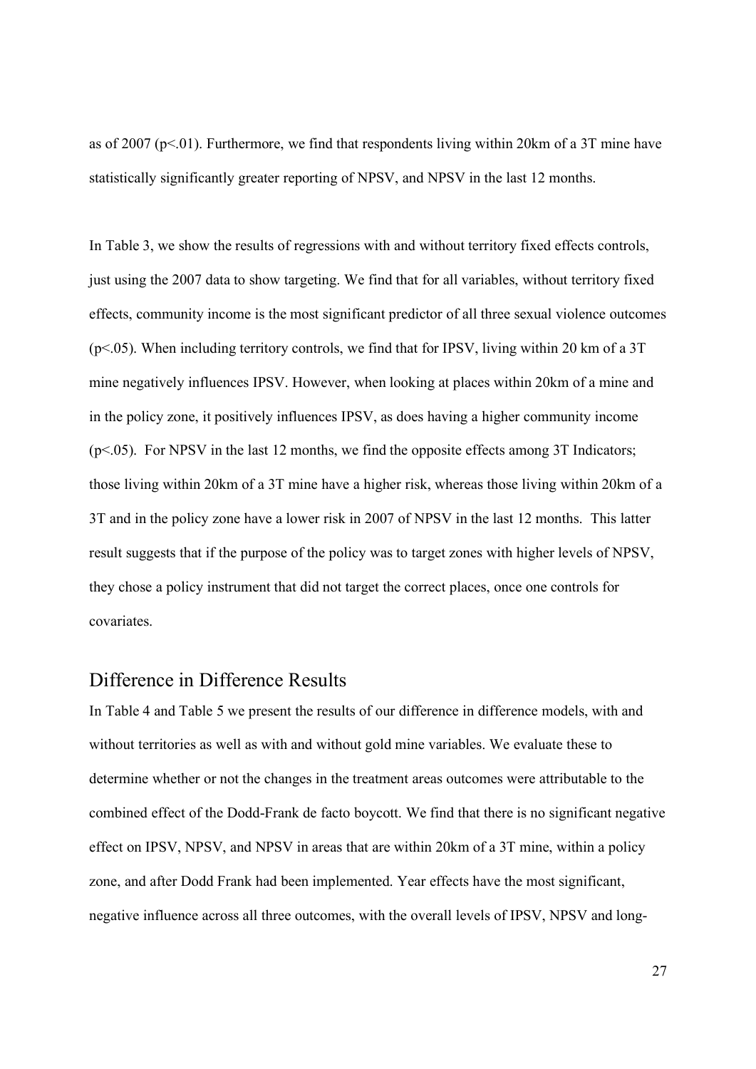as of 2007 ($p<.01$). Furthermore, we find that respondents living within 20km of a 3T mine have statistically significantly greater reporting of NPSV, and NPSV in the last 12 months.

In Table 3, we show the results of regressions with and without territory fixed effects controls, just using the 2007 data to show targeting. We find that for all variables, without territory fixed effects, community income is the most significant predictor of all three sexual violence outcomes ($p<.05$). When including territory controls, we find that for IPSV, living within 20 km of a 3T mine negatively influences IPSV. However, when looking at places within 20km of a mine and in the policy zone, it positively influences IPSV, as does having a higher community income ($p<.05$). For NPSV in the last 12 months, we find the opposite effects among 3T Indicators; those living within 20km of a 3T mine have a higher risk, whereas those living within 20km of a 3T and in the policy zone have a lower risk in 2007 of NPSV in the last 12 months. This latter result suggests that if the purpose of the policy was to target zones with higher levels of NPSV, they chose a policy instrument that did not target the correct places, once one controls for covariates.

## Difference in Difference Results

In Table 4 and Table 5 we present the results of our difference in difference models, with and without territories as well as with and without gold mine variables. We evaluate these to determine whether or not the changes in the treatment areas outcomes were attributable to the combined effect of the Dodd-Frank de facto boycott. We find that there is no significant negative effect on IPSV, NPSV, and NPSV in areas that are within 20km of a 3T mine, within a policy zone, and after Dodd Frank had been implemented. Year effects have the most significant, negative influence across all three outcomes, with the overall levels of IPSV, NPSV and long-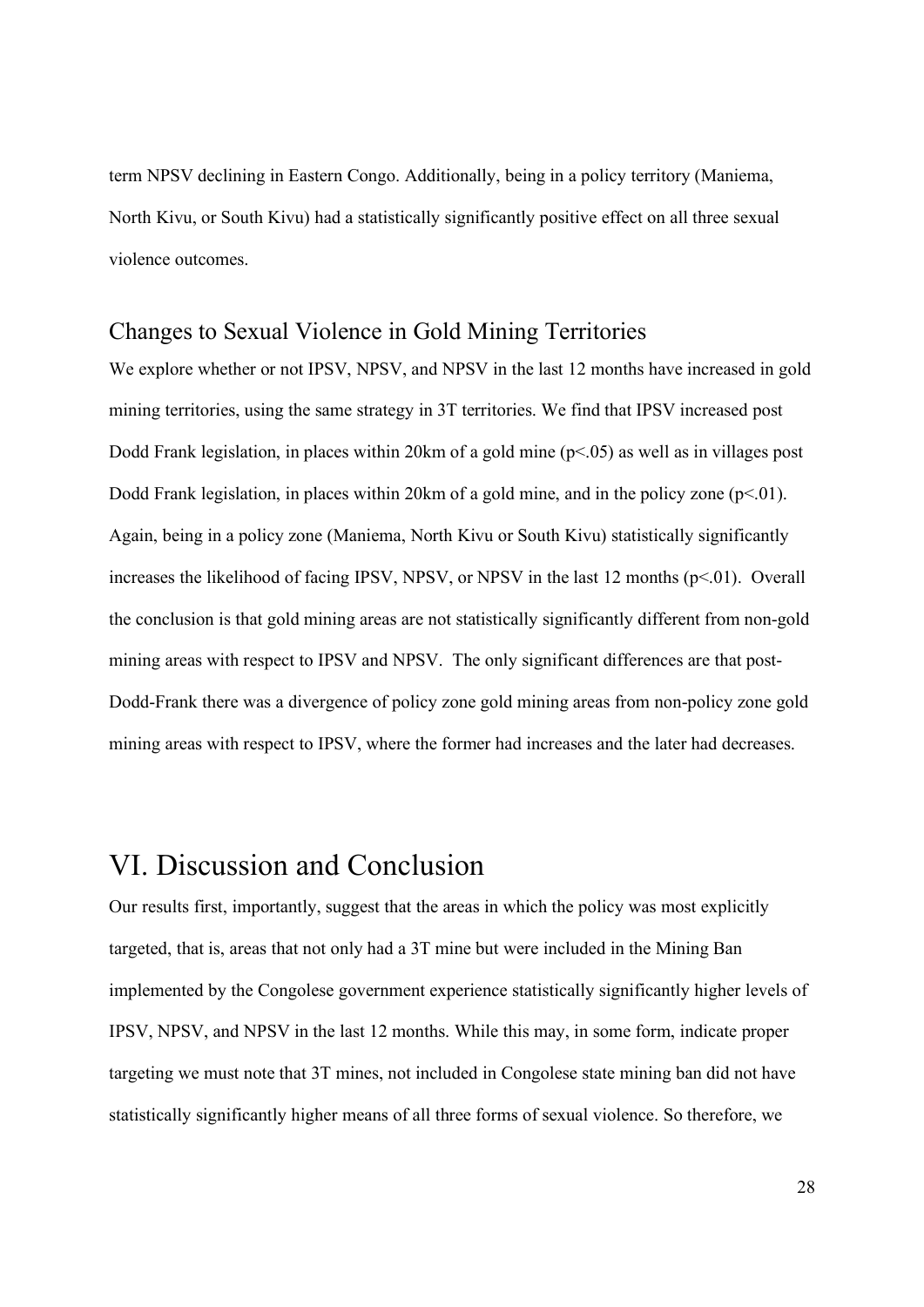term NPSV declining in Eastern Congo. Additionally, being in a policy territory (Maniema, North Kivu, or South Kivu) had a statistically significantly positive effect on all three sexual violence outcomes.

## Changes to Sexual Violence in Gold Mining Territories

We explore whether or not IPSV, NPSV, and NPSV in the last 12 months have increased in gold mining territories, using the same strategy in 3T territories. We find that IPSV increased post Dodd Frank legislation, in places within 20km of a gold mine ($p<.05$) as well as in villages post Dodd Frank legislation, in places within 20km of a gold mine, and in the policy zone ($p<.01$). Again, being in a policy zone (Maniema, North Kivu or South Kivu) statistically significantly increases the likelihood of facing IPSV, NPSV, or NPSV in the last 12 months ($p<.01$). Overall the conclusion is that gold mining areas are not statistically significantly different from non-gold mining areas with respect to IPSV and NPSV. The only significant differences are that post-Dodd-Frank there was a divergence of policy zone gold mining areas from non-policy zone gold mining areas with respect to IPSV, where the former had increases and the later had decreases.

# VI. Discussion and Conclusion

Our results first, importantly, suggest that the areas in which the policy was most explicitly targeted, that is, areas that not only had a 3T mine but were included in the Mining Ban implemented by the Congolese government experience statistically significantly higher levels of IPSV, NPSV, and NPSV in the last 12 months. While this may, in some form, indicate proper targeting we must note that 3T mines, not included in Congolese state mining ban did not have statistically significantly higher means of all three forms of sexual violence. So therefore, we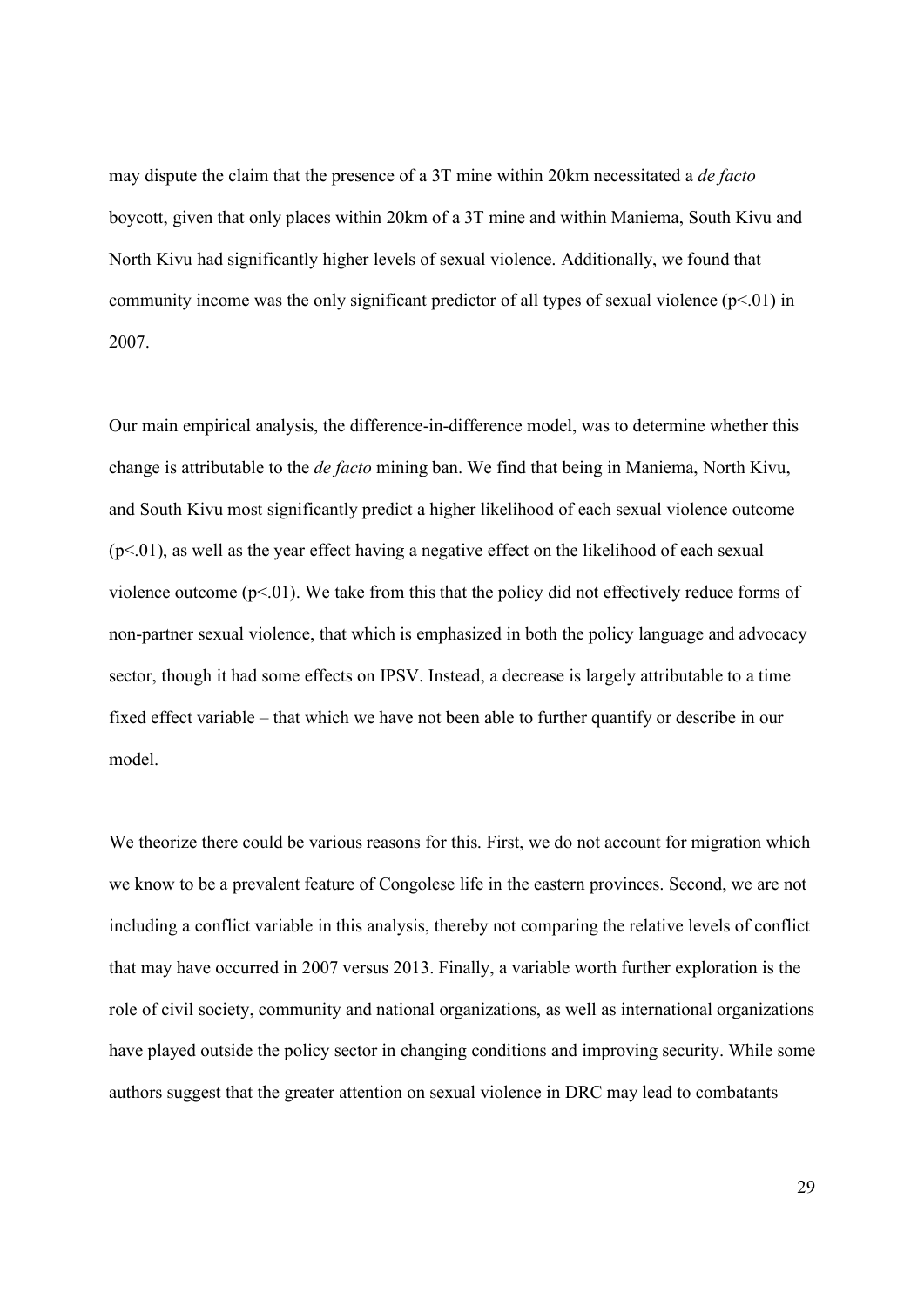may dispute the claim that the presence of a 3T mine within 20km necessitated a *de facto* boycott, given that only places within 20km of a 3T mine and within Maniema, South Kivu and North Kivu had significantly higher levels of sexual violence. Additionally, we found that community income was the only significant predictor of all types of sexual violence ($p<.01$) in 2007.

Our main empirical analysis, the difference-in-difference model, was to determine whether this change is attributable to the *de facto* mining ban. We find that being in Maniema, North Kivu, and South Kivu most significantly predict a higher likelihood of each sexual violence outcome ($p<.01$), as well as the year effect having a negative effect on the likelihood of each sexual violence outcome ($p<.01$). We take from this that the policy did not effectively reduce forms of non-partner sexual violence, that which is emphasized in both the policy language and advocacy sector, though it had some effects on IPSV. Instead, a decrease is largely attributable to a time fixed effect variable – that which we have not been able to further quantify or describe in our model.

We theorize there could be various reasons for this. First, we do not account for migration which we know to be a prevalent feature of Congolese life in the eastern provinces. Second, we are not including a conflict variable in this analysis, thereby not comparing the relative levels of conflict that may have occurred in 2007 versus 2013. Finally, a variable worth further exploration is the role of civil society, community and national organizations, as well as international organizations have played outside the policy sector in changing conditions and improving security. While some authors suggest that the greater attention on sexual violence in DRC may lead to combatants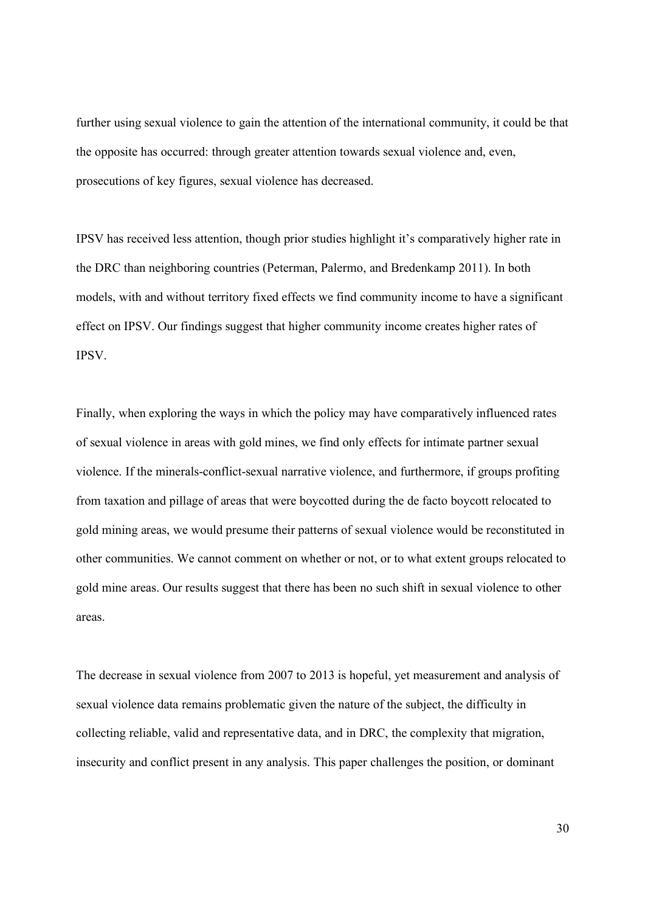further using sexual violence to gain the attention of the international community, it could be that the opposite has occurred: through greater attention towards sexual violence and, even, prosecutions of key figures, sexual violence has decreased.

IPSV has received less attention, though prior studies highlight it's comparatively higher rate in the DRC than neighboring countries (Peterman, Palermo, and Bredenkamp 2011). In both models, with and without territory fixed effects we find community income to have a significant effect on IPSV. Our findings suggest that higher community income creates higher rates of IPSV.

Finally, when exploring the ways in which the policy may have comparatively influenced rates of sexual violence in areas with gold mines, we find only effects for intimate partner sexual violence. If the minerals-conflict-sexual narrative violence, and furthermore, if groups profiting from taxation and pillage of areas that were boycotted during the de facto boycott relocated to gold mining areas, we would presume their patterns of sexual violence would be reconstituted in other communities. We cannot comment on whether or not, or to what extent groups relocated to gold mine areas. Our results suggest that there has been no such shift in sexual violence to other areas.

The decrease in sexual violence from 2007 to 2013 is hopeful, yet measurement and analysis of sexual violence data remains problematic given the nature of the subject, the difficulty in collecting reliable, valid and representative data, and in DRC, the complexity that migration, insecurity and conflict present in any analysis. This paper challenges the position, or dominant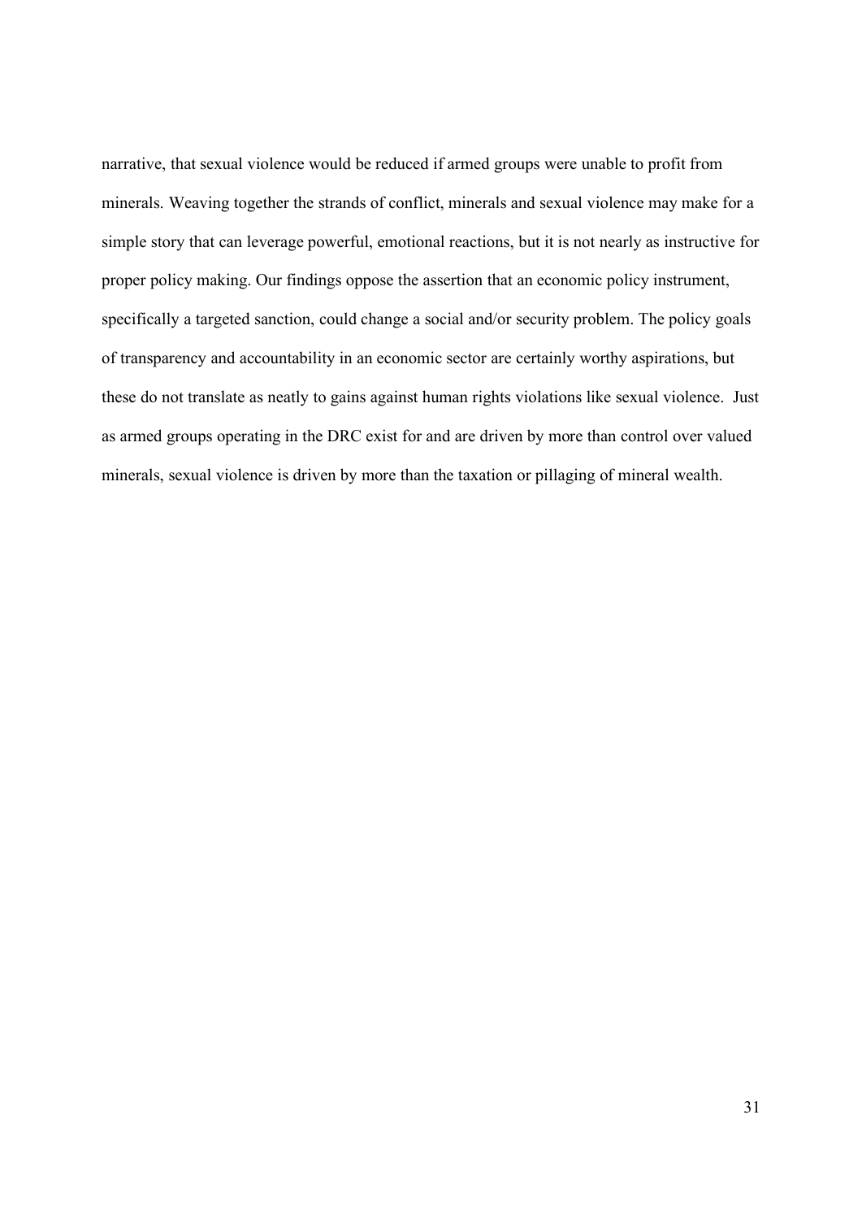narrative, that sexual violence would be reduced if armed groups were unable to profit from minerals. Weaving together the strands of conflict, minerals and sexual violence may make for a simple story that can leverage powerful, emotional reactions, but it is not nearly as instructive for proper policy making. Our findings oppose the assertion that an economic policy instrument, specifically a targeted sanction, could change a social and/or security problem. The policy goals of transparency and accountability in an economic sector are certainly worthy aspirations, but these do not translate as neatly to gains against human rights violations like sexual violence. Just as armed groups operating in the DRC exist for and are driven by more than control over valued minerals, sexual violence is driven by more than the taxation or pillaging of mineral wealth.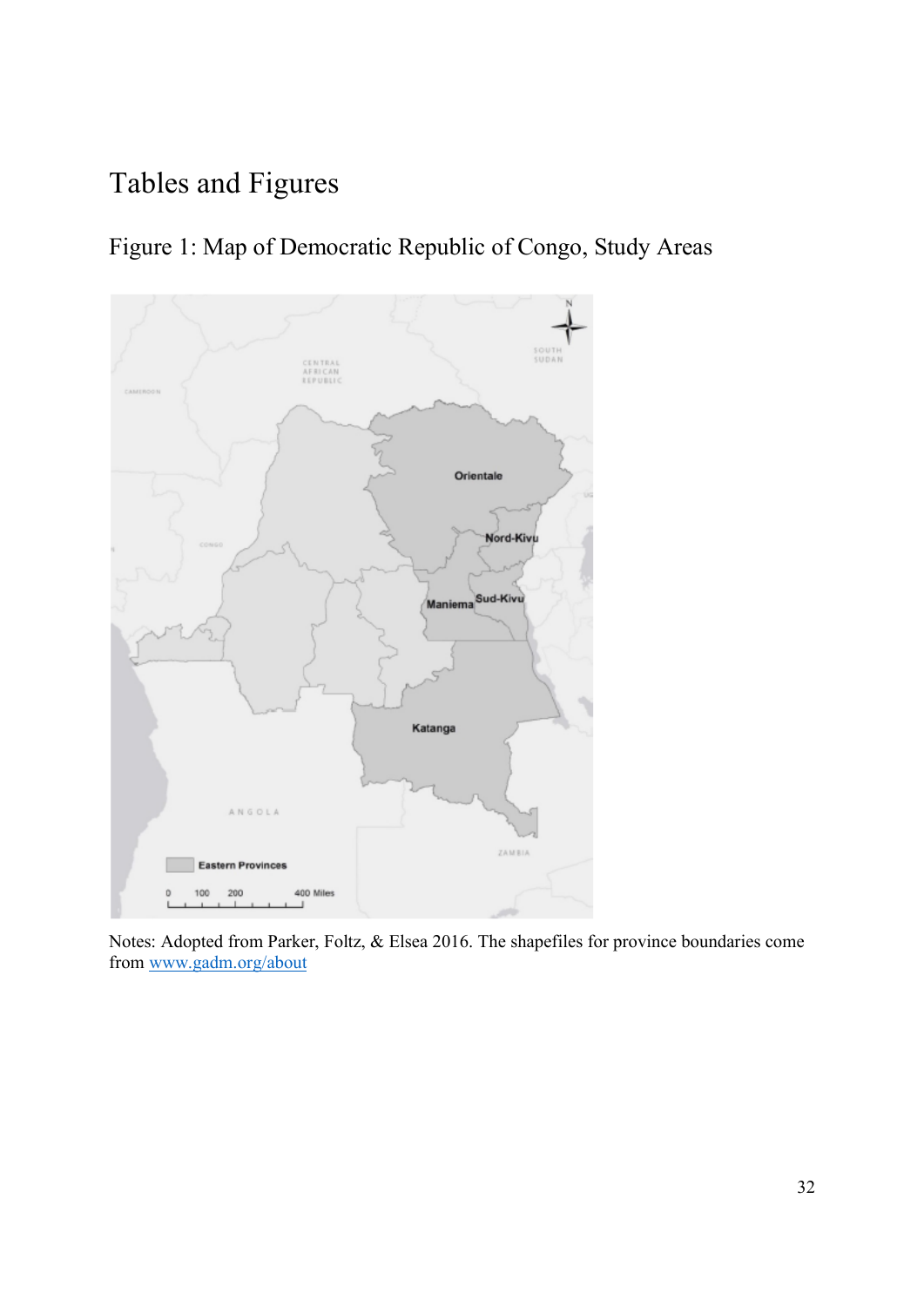# Tables and Figures

## Figure 1: Map of Democratic Republic of Congo, Study Areas

Notes: Adopted from Parker, Foltz, & Elsea 2016. The shapefiles for province boundaries come from www.gadm.org/about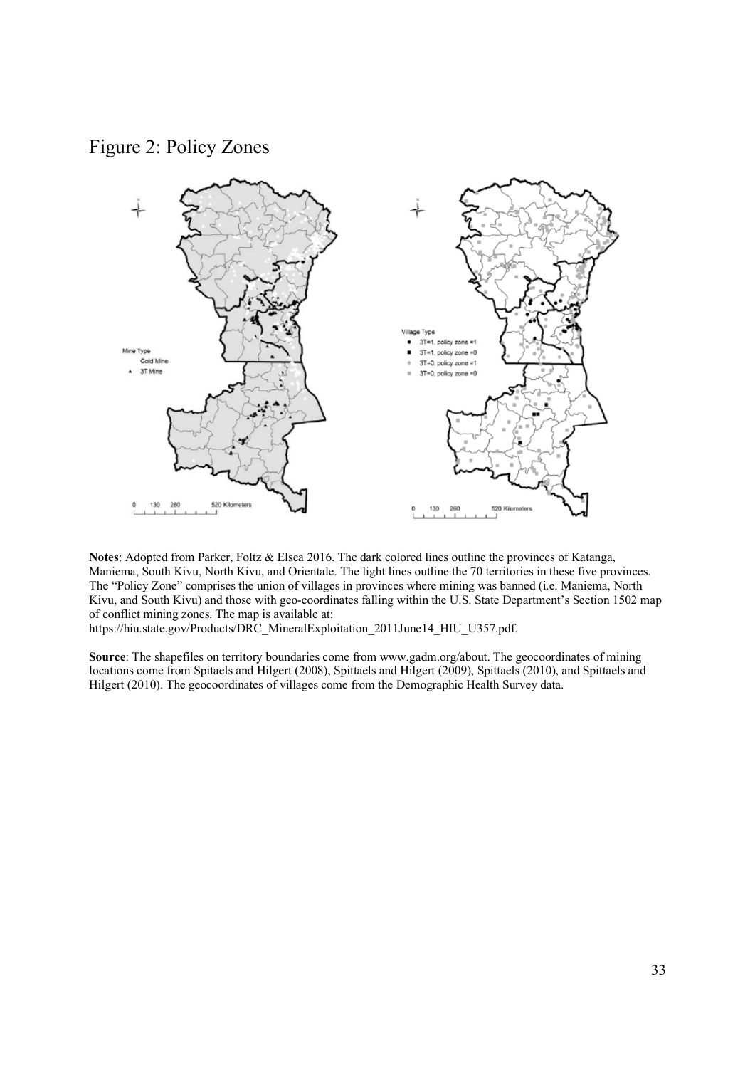# Figure 2: Policy Zones

**Notes**: Adopted from Parker, Foltz & Elsea 2016. The dark colored lines outline the provinces of Katanga, Maniema, South Kivu, North Kivu, and Orientale. The light lines outline the 70 territories in these five provinces. The "Policy Zone" comprises the union of villages in provinces where mining was banned (i.e. Maniema, North Kivu, and South Kivu) and those with geo-coordinates falling within the U.S. State Department's Section 1502 map of conflict mining zones. The map is available at: https://hiu.state.gov/Products/DRC_MineralExploitation_2011June14_HIU_U357.pdf.

**Source**: The shapefiles on territory boundaries come from www.gadm.org/about. The geocoordinates of mining locations come from Spitaels and Hilgert (2008), Spittaels and Hilgert (2009), Spittaels (2010), and Spittaels and Hilgert (2010). The geocoordinates of villages come from the Demographic Health Survey data.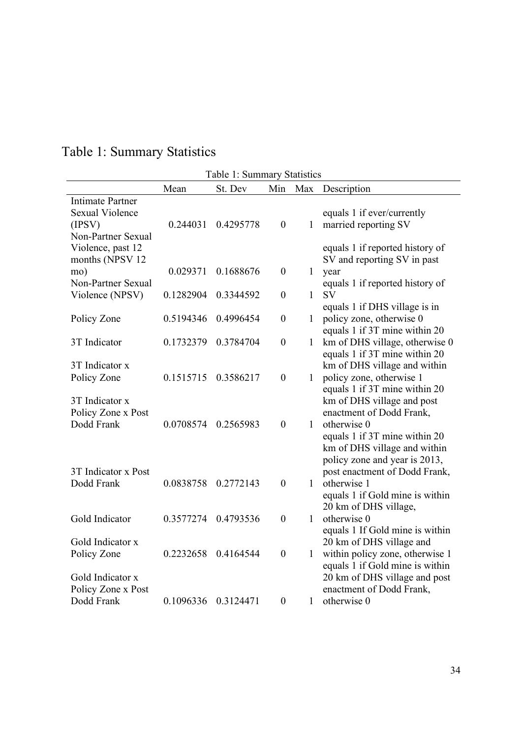# Table 1: Summary Statistics

Table 1: Summary Statistics

| | Mean | St. Dev | Min | Max | Description |
|---|---|---|---|---|---|
| Intimate Partner Sexual Violence (IPSV) | 0.244031 | 0.4295778 | 0 | 1 | equals 1 if ever/currently married reporting SV |
| Non-Partner Sexual Violence, past 12 months (NPSV 12 mo) | 0.029371 | 0.1688676 | 0 | 1 | equals 1 if reported history of SV and reporting SV in past year |
| Non-Partner Sexual Violence (NPSV) | 0.1282904 | 0.3344592 | 0 | 1 | equals 1 if reported history of SV |
| Policy Zone | 0.5194346 | 0.4996454 | 0 | 1 | equals 1 if DHS village is in policy zone, otherwise 0 |
| 3T Indicator | 0.1732379 | 0.3784704 | 0 | 1 | equals 1 if 3T mine within 20 km of DHS village, otherwise 0 |
| 3T Indicator x Policy Zone | 0.1515715 | 0.3586217 | 0 | 1 | equals 1 if 3T mine within 20 km of DHS village and within policy zone, otherwise 1 |
| 3T Indicator x Policy Zone x Post Dodd Frank | 0.0708574 | 0.2565983 | 0 | 1 | equals 1 if 3T mine within 20 km of DHS village and post enactment of Dodd Frank, otherwise 0 |
| 3T Indicator x Post Dodd Frank | 0.0838758 | 0.2772143 | 0 | 1 | equals 1 if 3T mine within 20 km of DHS village and within policy zone and year is 2013, post enactment of Dodd Frank, otherwise 1 |
| Gold Indicator | 0.3577274 | 0.4793536 | 0 | 1 | equals 1 if Gold mine is within 20 km of DHS village, otherwise 0 |
| Gold Indicator x Policy Zone | 0.2232658 | 0.4164544 | 0 | 1 | equals 1 If Gold mine is within 20 km of DHS village and within policy zone, otherwise 1 |
| Gold Indicator x Policy Zone x Post Dodd Frank | 0.1096336 | 0.3124471 | 0 | 1 | equals 1 if Gold mine is within 20 km of DHS village and post enactment of Dodd Frank, otherwise 0 |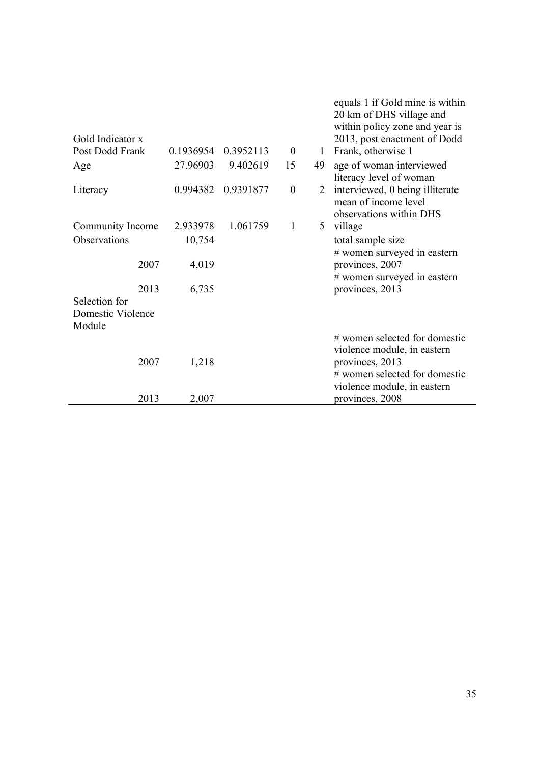| | | | | | |
|---|---|---|---|---|---|
| Gold Indicator x Post Dodd Frank | 0.1936954 | 0.3952113 | 0 | 1 | equals 1 if Gold mine is within 20 km of DHS village and within policy zone and year is 2013, post enactment of Dodd Frank, otherwise 1 |
| Age | 27.96903 | 9.402619 | 15 | 49 | age of woman interviewed |
| Literacy | 0.994382 | 0.9391877 | 0 | 2 | literacy level of woman interviewed, 0 being illiterate |
| Community Income | 2.933978 | 1.061759 | 1 | 5 | mean of income level observations within DHS village |
| Observations | 10,754 | | | | total sample size |
| 2007 | 4,019 | | | | # women surveyed in eastern provinces, 2007 |
| 2013 | 6,735 | | | | # women surveyed in eastern provinces, 2013 |
| Selection for Domestic Violence Module | | | | | |
| 2007 | 1,218 | | | | # women selected for domestic violence module, in eastern provinces, 2013 |
| 2013 | 2,007 | | | | # women selected for domestic violence module, in eastern provinces, 2008 |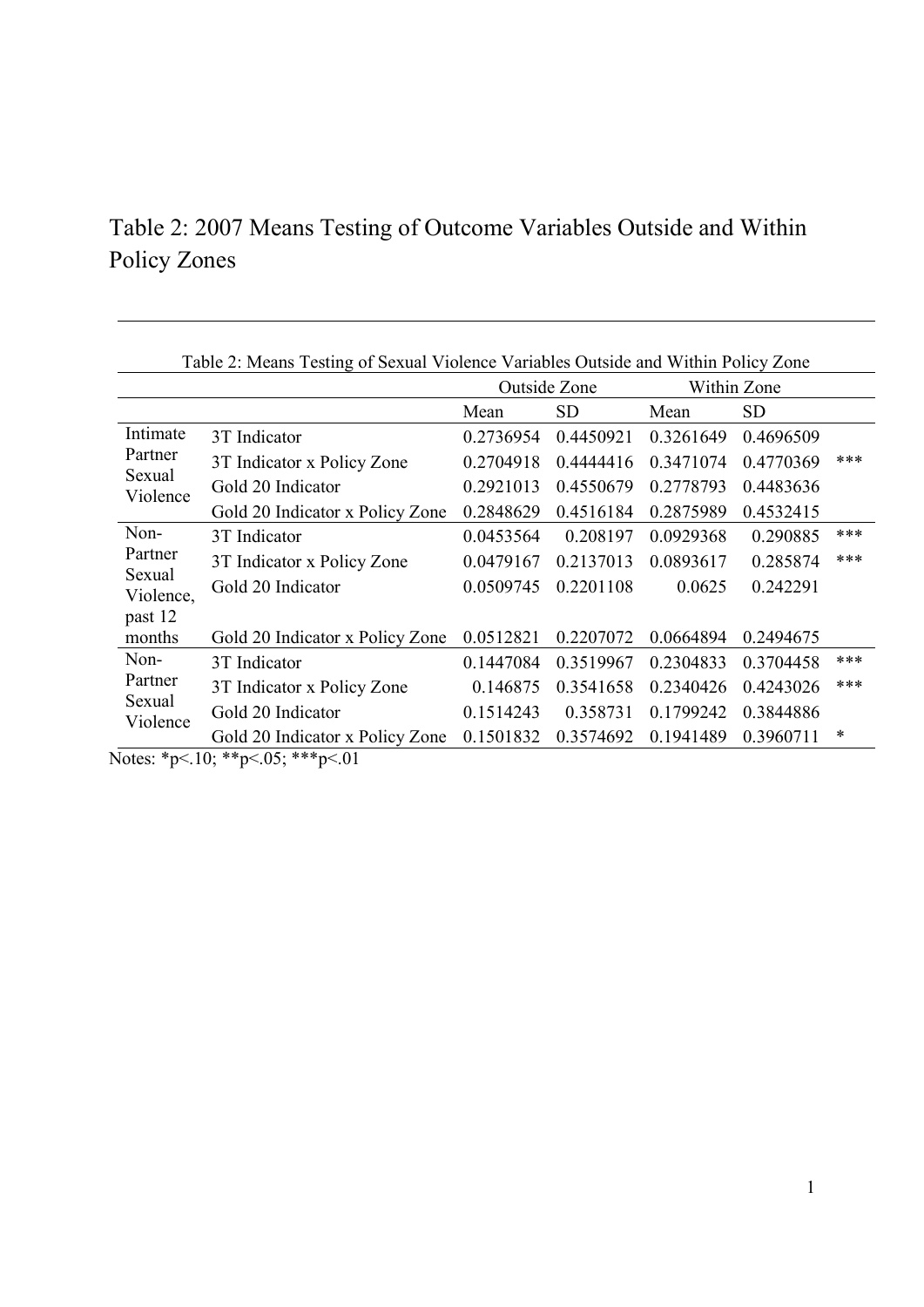Table 2: 2007 Means Testing of Outcome Variables Outside and Within Policy Zones

| Table 2: Means Testing of Sexual Violence Variables Outside and Within Policy Zone | | | | | | |
|---|---|---|---|---|---|---|
| | | Outside Zone | | Within Zone | | |
| | | Mean | SD | Mean | SD | |
| Intimate Partner Sexual Violence | 3T Indicator | 0.2736954 | 0.4450921 | 0.3261649 | 0.4696509 | |
| | 3T Indicator x Policy Zone | 0.2704918 | 0.4444416 | 0.3471074 | 0.4770369 | *** |
| | Gold 20 Indicator | 0.2921013 | 0.4550679 | 0.2778793 | 0.4483636 | |
| | Gold 20 Indicator x Policy Zone | 0.2848629 | 0.4516184 | 0.2875989 | 0.4532415 | |
| Non-Partner Sexual Violence, past 12 months | 3T Indicator | 0.0453564 | 0.208197 | 0.0929368 | 0.290885 | *** |
| | 3T Indicator x Policy Zone | 0.0479167 | 0.2137013 | 0.0893617 | 0.285874 | *** |
| | Gold 20 Indicator | 0.0509745 | 0.2201108 | 0.0625 | 0.242291 | |
| | Gold 20 Indicator x Policy Zone | 0.0512821 | 0.2207072 | 0.0664894 | 0.2494675 | |
| Non-Partner Sexual Violence | 3T Indicator | 0.1447084 | 0.3519967 | 0.2304833 | 0.3704458 | *** |
| | 3T Indicator x Policy Zone | 0.146875 | 0.3541658 | 0.2340426 | 0.4243026 | *** |
| | Gold 20 Indicator | 0.1514243 | 0.358731 | 0.1799242 | 0.3844886 | |
| | Gold 20 Indicator x Policy Zone | 0.1501832 | 0.3574692 | 0.1941489 | 0.3960711 | * |

Notes: *p<.10; **p<.05; ***p<.01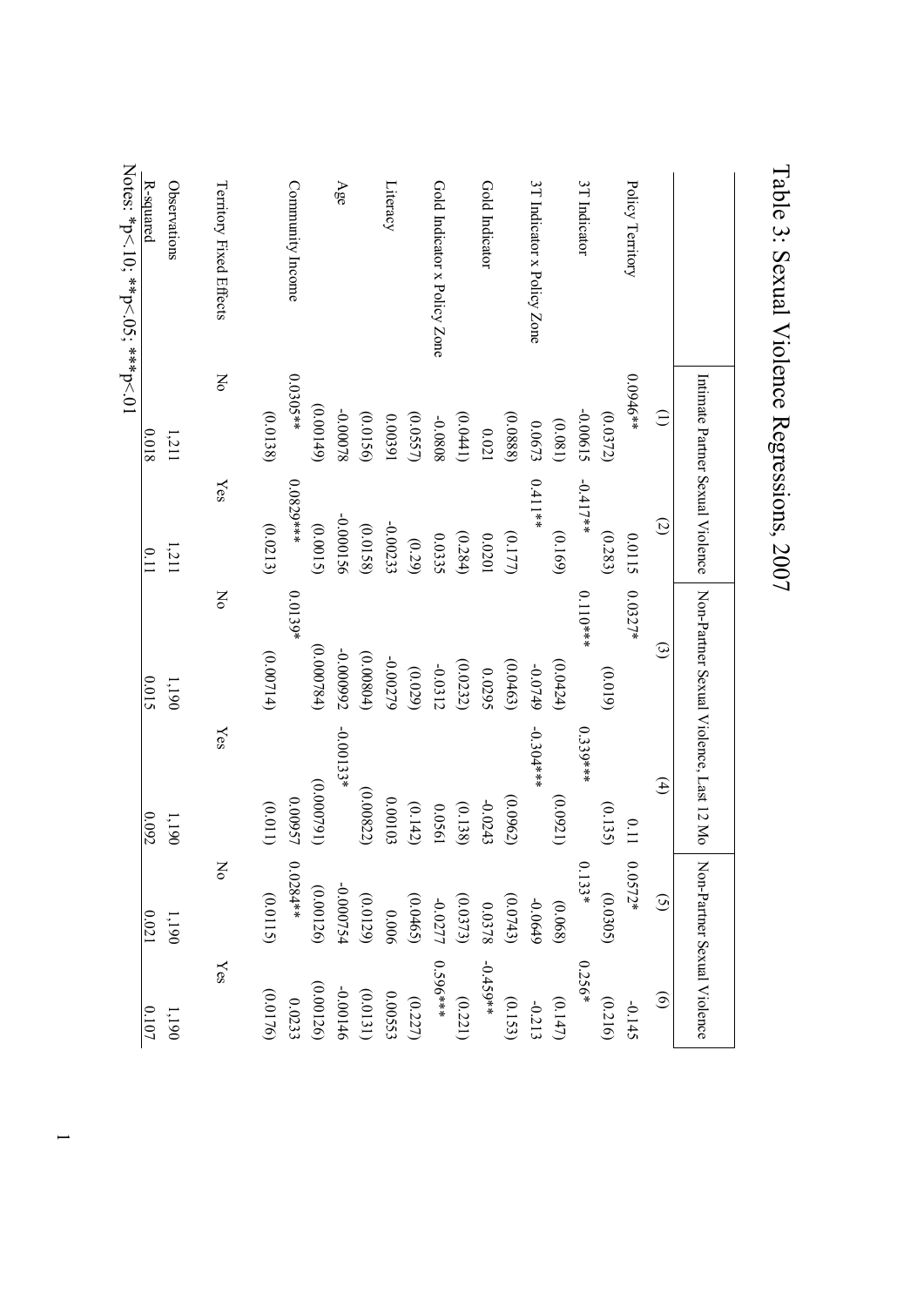# Table 3: Sexual Violence Regressions, 2007

| | Intimate Partner Sexual Violence | | Non-Partner Sexual Violence, Last 12 Mo | | Non-Partner Sexual Violence | |
|---|---|---|---|---|---|---|
| | (1) | (2) | (3) | (4) | (5) | (6) |
| Policy Territory | 0.0946** | 0.0115 | 0.0327* | 0.11 | 0.0572* | -0.145 |
| | (0.0372) | (0.283) | (0.019) | (0.135) | (0.0305) | (0.216) |
| 3T Indicator | -0.00615 | -0.417** | 0.110*** | 0.339*** | 0.133* | 0.256* |
| | (0.081) | (0.169) | (0.0424) | (0.0921) | (0.068) | (0.147) |
| 3T Indicator x Policy Zone | 0.0673 | 0.411** | -0.0749 | -0.304*** | -0.0649 | -0.213 |
| | (0.0888) | (0.177) | (0.0463) | (0.0962) | (0.0743) | (0.153) |
| Gold Indicator | 0.021 | 0.0201 | 0.0295 | -0.0243 | 0.0378 | -0.459** |
| | (0.0441) | (0.284) | (0.0232) | (0.138) | (0.0373) | (0.221) |
| Gold Indicator x Policy Zone | -0.0808 | 0.0335 | -0.0312 | 0.0561 | -0.0277 | 0.596*** |
| | (0.0557) | (0.29) | (0.029) | (0.142) | (0.0465) | (0.227) |
| Literacy | 0.00391 | -0.00233 | -0.0279 | 0.00103 | 0.006 | 0.00553 |
| | (0.0156) | (0.0158) | (0.00804) | (0.00822) | (0.0129) | (0.0131) |
| Age | -0.00078 | -0.000156 | -0.000992 | -0.00133* | -0.000754 | -0.00146 |
| | (0.00149) | (0.0015) | (0.000784) | (0.000791) | (0.00126) | (0.00126) |
| Community Income | 0.0305** | 0.0829*** | 0.0139* | 0.00957 | 0.0284** | 0.0233 |
| | (0.0138) | (0.0213) | (0.00714) | (0.011) | (0.0115) | (0.0176) |
| Territory Fixed Effects | No | Yes | No | Yes | No | Yes |
| Observations | 1,211 | 1,211 | 1,190 | 1,190 | 1,190 | 1,190 |
| R-squared | 0.018 | 0.11 | 0.015 | 0.092 | 0.021 | 0.107 |

Notes: *p<.10; **p<.05; ***p<.01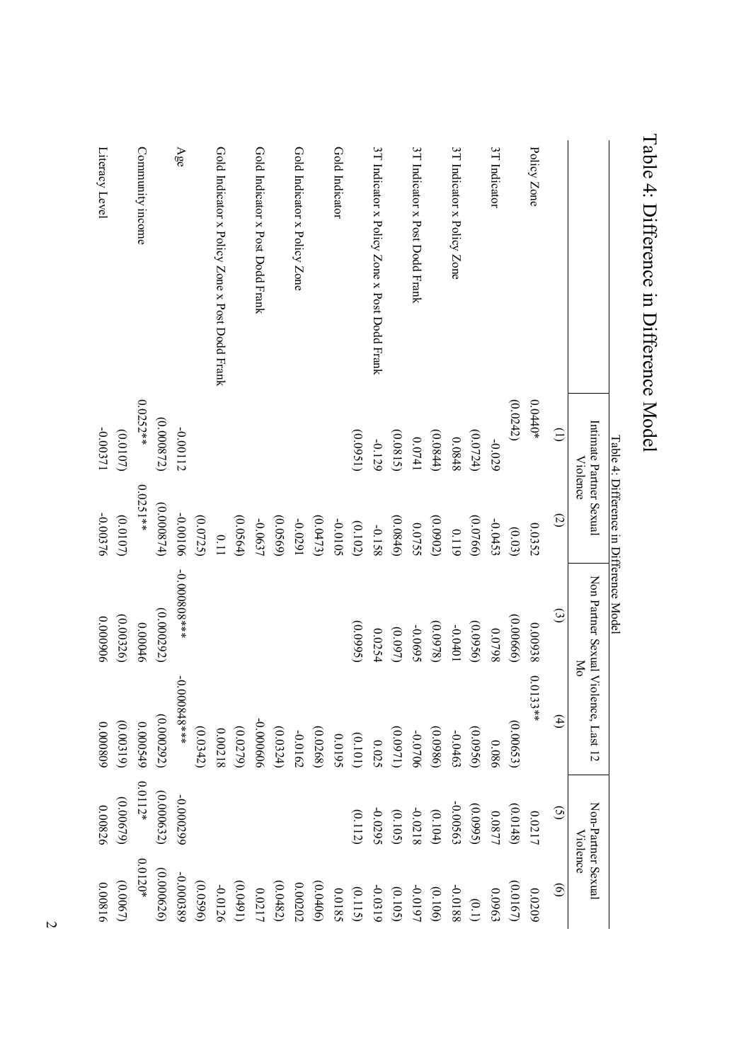# Table 4: Difference in Difference Model

Table 4: Difference in Difference Model

| | Intimate Partner Sexual Violence | | Non Partner Sexual Violence, Last 12 Mo | | Non-Partner Sexual Violence | |
|---|---|---|---|---|---|---|
| | (1) | (2) | (3) | (4) | (5) | (6) |
| Policy Zone | 0.0440* | 0.0352 | 0.00938 | 0.0133** | 0.0217 | 0.0209 |
| | (0.0242) | (0.03) | (0.00666) | (0.00653) | (0.0148) | (0.0167) |
| 3T Indicator | -0.029 | -0.0453 | 0.0798 | 0.086 | 0.0877 | 0.0963 |
| | (0.0724) | (0.0766) | (0.0956) | (0.0956) | (0.0995) | (0.1) |
| 3T Indicator x Policy Zone | 0.0848 | 0.119 | -0.0401 | -0.0463 | -0.00563 | -0.0188 |
| | (0.0844) | (0.0902) | (0.0978) | (0.0986) | (0.104) | (0.106) |
| 3T Indicator x Post Dodd Frank | 0.0741 | 0.0755 | -0.0695 | -0.0706 | -0.0218 | -0.0197 |
| | (0.0815) | (0.0846) | (0.097) | (0.0971) | (0.105) | (0.105) |
| 3T Indicator x Policy Zone x Post Dodd Frank | -0.129 | -0.158 | 0.0254 | 0.025 | -0.0295 | -0.0319 |
| | (0.0951) | (0.102) | (0.0995) | (0.101) | (0.112) | (0.115) |
| Gold Indicator | | -0.0105 | | 0.0195 | | 0.0185 |
| | | (0.0473) | | (0.0268) | | (0.0406) |
| Gold Indicator x Policy Zone | | -0.0291 | | -0.0162 | | 0.00202 |
| | | (0.0569) | | (0.0324) | | (0.0482) |
| Gold Indicator x Post Dodd Frank | | -0.0637 | | -0.000606 | | 0.0217 |
| | | (0.0564) | | (0.0279) | | (0.0491) |
| Gold Indicator x Policy Zone x Post Dodd Frank | | 0.11 | | 0.00218 | | -0.0126 |
| | | (0.0725) | | (0.0342) | | (0.0596) |
| Age | -0.00112 | -0.00106 | -0.000808*** | -0.000848*** | -0.000299 | -0.000389 |
| | (0.000872) | (0.000874) | (0.000292) | (0.000292) | (0.000632) | (0.000626) |
| Community income | 0.0252** | 0.0251** | 0.00046 | 0.000549 | 0.0112* | 0.0120* |
| | (0.0107) | (0.0107) | (0.00326) | (0.00319) | (0.00679) | (0.0067) |
| Literacy Level | -0.00371 | -0.00376 | 0.000906 | 0.000809 | 0.00826 | 0.00816 |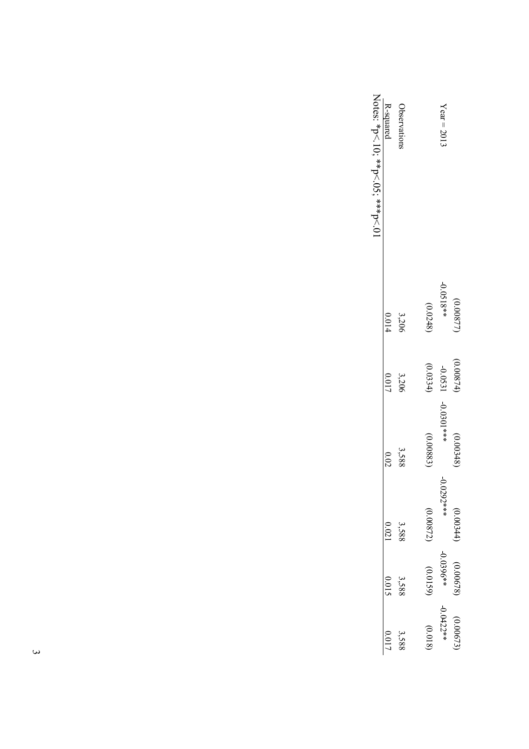| | (1) | (2) | (3) | (4) | (5) | (6) |
|---|---|---|---|---|---|---|
| | (0.00877) | (0.00874) | (0.00348) | (0.00344) | (0.00678) | (0.00673) |
| Year = 2013 | -0.0518** | -0.0531 | -0.0301*** | -0.0292*** | -0.0396** | -0.0422** |
| | (0.0248) | (0.0334) | (0.00883) | (0.00872) | (0.0159) | (0.018) |
| Observations | 3,206 | 3,206 | 3,588 | 3,588 | 3,588 | 3,588 |
| R-squared | 0.014 | 0.017 | 0.02 | 0.021 | 0.015 | 0.017 |

Notes: *p<.10; **p<.05; ***p<.01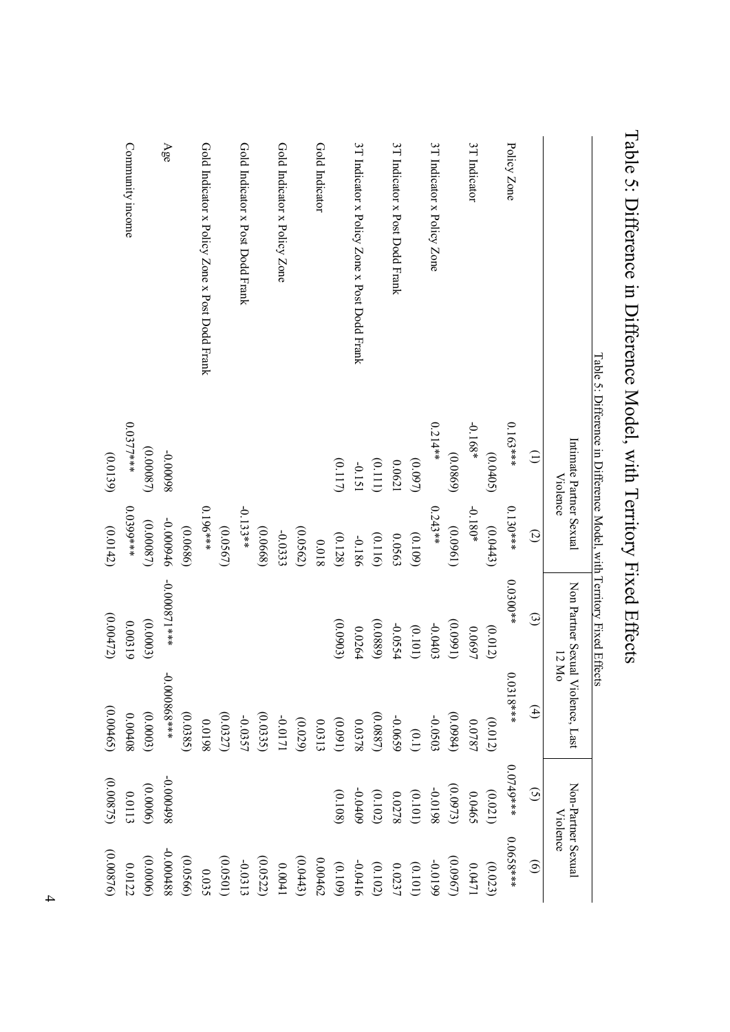# Table 5: Difference in Difference Model, with Territory Fixed Effects

Table 5: Difference in Difference Model, with Territory Fixed Effects

| | Intimate Partner Sexual Violence | | Non Partner Sexual Violence, Last 12 Mo | | Non-Partner Sexual Violence | |
|---|---|---|---|---|---|---|
| | (1) | (2) | (3) | (4) | (5) | (6) |
| Policy Zone | 0.163*** | 0.130*** | 0.0300** | 0.0318*** | 0.0749*** | 0.0658*** |
| | (0.0405) | (0.0443) | (0.012) | (0.012) | (0.021) | (0.023) |
| 3T Indicator | -0.168* | -0.180* | 0.0697 | 0.0787 | 0.0465 | 0.0471 |
| | (0.0869) | (0.0961) | (0.0991) | (0.0984) | (0.0973) | (0.0967) |
| 3T Indicator x Policy Zone | 0.214** | 0.243** | -0.0403 | -0.0503 | -0.0198 | -0.0199 |
| | (0.097) | (0.109) | (0.101) | (0.1) | (0.101) | (0.101) |
| 3T Indicator x Post Dodd Frank | 0.0621 | 0.0563 | -0.0554 | -0.0659 | 0.0278 | 0.0237 |
| | (0.111) | (0.116) | (0.0889) | (0.0887) | (0.102) | (0.102) |
| 3T Indicator x Policy Zone x Post Dodd Frank | -0.151 | -0.186 | 0.0264 | 0.0378 | -0.0409 | -0.0416 |
| | (0.117) | (0.128) | (0.0903) | (0.091) | (0.108) | (0.109) |
| Gold Indicator | | 0.018 | | 0.0313 | | 0.00462 |
| | | (0.0562) | | (0.029) | | (0.0443) |
| Gold Indicator x Policy Zone | | -0.0333 | | -0.0171 | | 0.0041 |
| | | (0.0668) | | (0.0335) | | (0.0522) |
| Gold Indicator x Post Dodd Frank | | -0.133** | | -0.0357 | | -0.0313 |
| | | (0.0567) | | (0.0327) | | (0.0501) |
| Gold Indicator x Policy Zone x Post Dodd Frank | | 0.196*** | | 0.0198 | | 0.035 |
| | | (0.0686) | | (0.0385) | | (0.0566) |
| Age | -0.00098 | -0.000946 | -0.000871*** | -0.000868*** | -0.000498 | -0.000488 |
| | (0.00087) | (0.00087) | (0.0003) | (0.0003) | (0.0006) | (0.0006) |
| Community income | 0.0377*** | 0.0399*** | 0.00319 | 0.00408 | 0.0113 | 0.0122 |
| | (0.0139) | (0.0142) | (0.00472) | (0.00465) | (0.00875) | (0.00876) |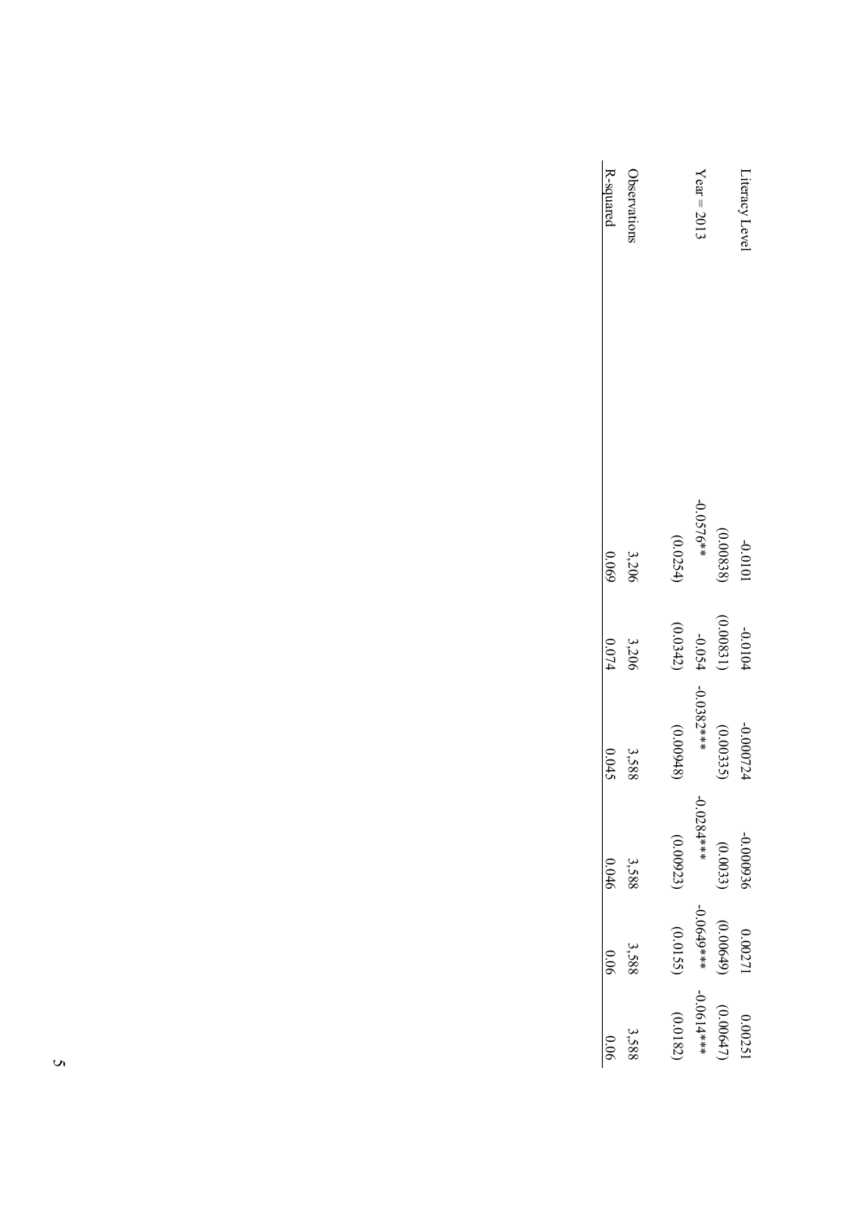|  | (1) | (2) | (3) | (4) | (5) | (6) |
|---|---|---|---|---|---|---|
| Literacy Level | -0.0101 | -0.0104 | -0.000724 | -0.000936 | 0.00271 | 0.00251 |
|  | (0.00838) | (0.00831) | (0.00335) | (0.0033) | (0.00649) | (0.00647) |
| Year = 2013 | -0.0576** | -0.054 | -0.0382*** | -0.0284*** | -0.0649*** | -0.0614*** |
|  | (0.0254) | (0.0342) | (0.00948) | (0.00923) | (0.0155) | (0.0182) |
| Observations | 3,206 | 3,206 | 3,588 | 3,588 | 3,588 | 3,588 |
| R-squared | 0.069 | 0.074 | 0.045 | 0.046 | 0.06 | 0.06 |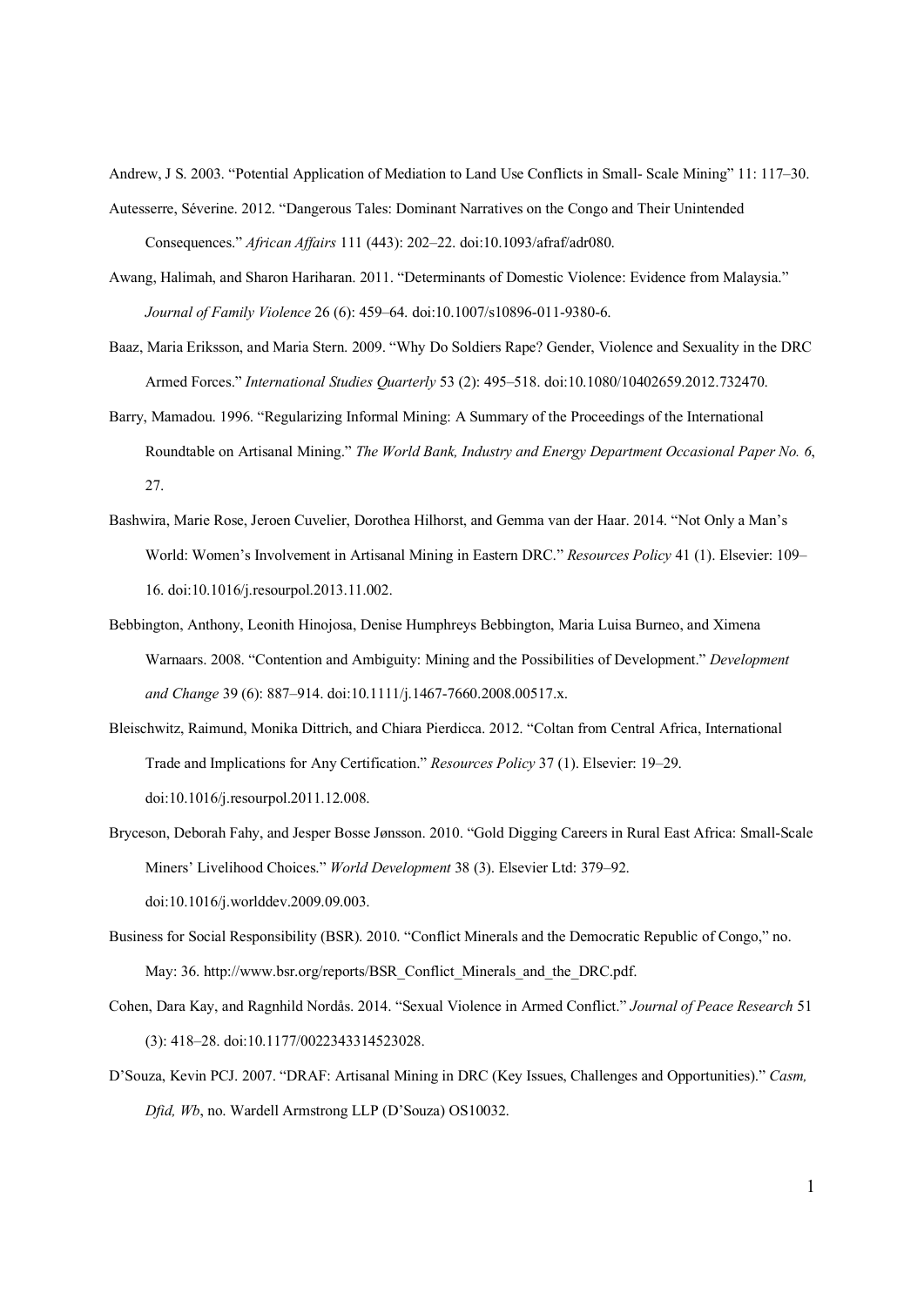Andrew, J S. 2003. “Potential Application of Mediation to Land Use Conflicts in Small- Scale Mining” 11: 117–30.

Autesserre, Séverine. 2012. “Dangerous Tales: Dominant Narratives on the Congo and Their Unintended Consequences.” *African Affairs* 111 (443): 202–22. doi:10.1093/afraf/adr080.

Awang, Halimah, and Sharon Hariharan. 2011. “Determinants of Domestic Violence: Evidence from Malaysia.” *Journal of Family Violence* 26 (6): 459–64. doi:10.1007/s10896-011-9380-6.

Baaz, Maria Eriksson, and Maria Stern. 2009. “Why Do Soldiers Rape? Gender, Violence and Sexuality in the DRC Armed Forces.” *International Studies Quarterly* 53 (2): 495–518. doi:10.1080/10402659.2012.732470.

Barry, Mamadou. 1996. “Regularizing Informal Mining: A Summary of the Proceedings of the International Roundtable on Artisanal Mining.” *The World Bank, Industry and Energy Department Occasional Paper No. 6*, 27.

Bashwira, Marie Rose, Jeroen Cuvelier, Dorothea Hilhorst, and Gemma van der Haar. 2014. “Not Only a Man’s World: Women’s Involvement in Artisanal Mining in Eastern DRC.” *Resources Policy* 41 (1). Elsevier: 109–16. doi:10.1016/j.resourpol.2013.11.002.

Bebbington, Anthony, Leonith Hinojosa, Denise Humphreys Bebbington, Maria Luisa Burneo, and Ximena Warnaars. 2008. “Contention and Ambiguity: Mining and the Possibilities of Development.” *Development and Change* 39 (6): 887–914. doi:10.1111/j.1467-7660.2008.00517.x.

Bleischwitz, Raimund, Monika Dittrich, and Chiara Pierdicca. 2012. “Coltan from Central Africa, International Trade and Implications for Any Certification.” *Resources Policy* 37 (1). Elsevier: 19–29. doi:10.1016/j.resourpol.2011.12.008.

Bryceson, Deborah Fahy, and Jesper Bosse Jønsson. 2010. “Gold Digging Careers in Rural East Africa: Small-Scale Miners’ Livelihood Choices.” *World Development* 38 (3). Elsevier Ltd: 379–92. doi:10.1016/j.worlddev.2009.09.003.

Business for Social Responsibility (BSR). 2010. “Conflict Minerals and the Democratic Republic of Congo,” no. May: 36. http://www.bsr.org/reports/BSR_Conflict_Minerals_and_the_DRC.pdf.

Cohen, Dara Kay, and Ragnhild Nordås. 2014. “Sexual Violence in Armed Conflict.” *Journal of Peace Research* 51 (3): 418–28. doi:10.1177/0022343314523028.

D’Souza, Kevin PCJ. 2007. “DRAF: Artisanal Mining in DRC (Key Issues, Challenges and Opportunities).” *Casm, Dfid, Wb*, no. Wardell Armstrong LLP (D’Souza) OS10032.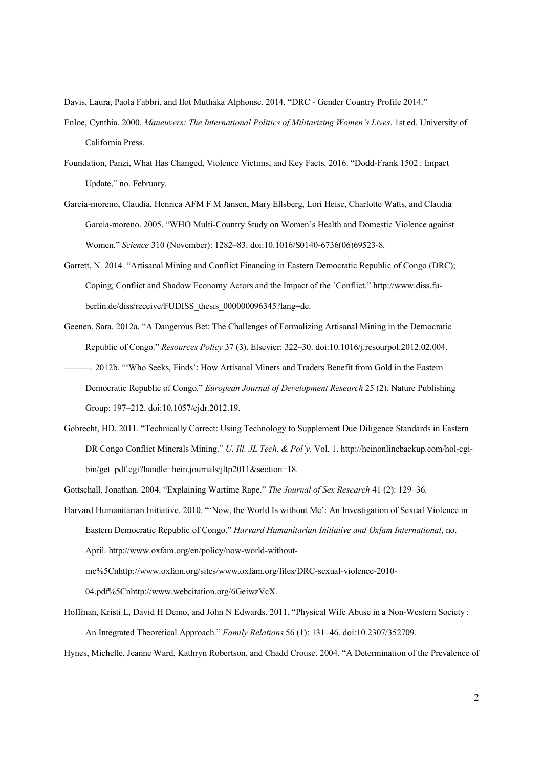Davis, Laura, Paola Fabbri, and Ilot Muthaka Alphonse. 2014. "DRC - Gender Country Profile 2014."

Enloe, Cynthia. 2000. *Maneuvers: The International Politics of Militarizing Women's Lives*. 1st ed. University of California Press.

Foundation, Panzi, What Has Changed, Violence Victims, and Key Facts. 2016. "Dodd-Frank 1502 : Impact Update," no. February.

García-moreno, Claudia, Henrica AFM F M Jansen, Mary Ellsberg, Lori Heise, Charlotte Watts, and Claudia Garcia-moreno. 2005. "WHO Multi-Country Study on Women's Health and Domestic Violence against Women." *Science* 310 (November): 1282–83. doi:10.1016/S0140-6736(06)69523-8.

Garrett, N. 2014. "Artisanal Mining and Conflict Financing in Eastern Democratic Republic of Congo (DRC); Coping, Conflict and Shadow Economy Actors and the Impact of the 'Conflict." http://www.diss.fu-berlin.de/diss/receive/FUDISS_thesis_000000096345?lang=de.

Geenen, Sara. 2012a. "A Dangerous Bet: The Challenges of Formalizing Artisanal Mining in the Democratic Republic of Congo." *Resources Policy* 37 (3). Elsevier: 322–30. doi:10.1016/j.resourpol.2012.02.004.

———. 2012b. "'Who Seeks, Finds': How Artisanal Miners and Traders Benefit from Gold in the Eastern Democratic Republic of Congo." *European Journal of Development Research* 25 (2). Nature Publishing Group: 197–212. doi:10.1057/ejdr.2012.19.

Gobrecht, HD. 2011. "Technically Correct: Using Technology to Supplement Due Diligence Standards in Eastern DR Congo Conflict Minerals Mining." *U. Ill. JL Tech. & Pol'y*. Vol. 1. http://heinonlinebackup.com/hol-cgi-bin/get_pdf.cgi?handle=hein.journals/jltp2011&section=18.

Gottschall, Jonathan. 2004. "Explaining Wartime Rape." *The Journal of Sex Research* 41 (2): 129–36.

Harvard Humanitarian Initiative. 2010. "'Now, the World Is without Me': An Investigation of Sexual Violence in Eastern Democratic Republic of Congo." *Harvard Humanitarian Initiative and Oxfam International*, no. April. http://www.oxfam.org/en/policy/now-world-without-me%5Cnhttp://www.oxfam.org/sites/www.oxfam.org/files/DRC-sexual-violence-2010-04.pdf%5Cnhttp://www.webcitation.org/6GeiwzVcX.

Hoffman, Kristi L, David H Demo, and John N Edwards. 2011. "Physical Wife Abuse in a Non-Western Society : An Integrated Theoretical Approach." *Family Relations* 56 (1): 131–46. doi:10.2307/352709.

Hynes, Michelle, Jeanne Ward, Kathryn Robertson, and Chadd Crouse. 2004. "A Determination of the Prevalence of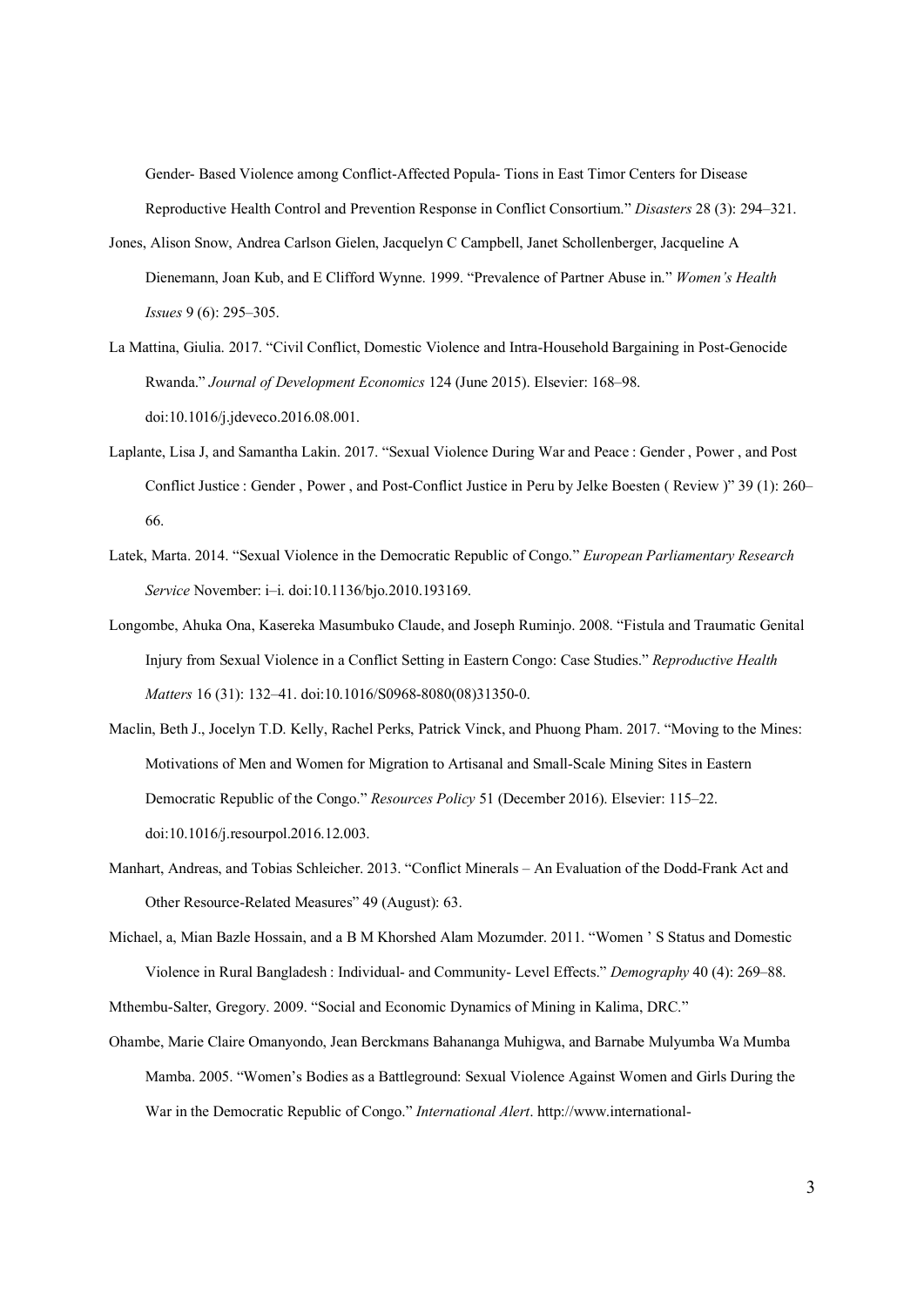Gender- Based Violence among Conflict-Affected Popula- Tions in East Timor Centers for Disease Reproductive Health Control and Prevention Response in Conflict Consortium." *Disasters* 28 (3): 294–321.

Jones, Alison Snow, Andrea Carlson Gielen, Jacquelyn C Campbell, Janet Schollenberger, Jacqueline A Dienemann, Joan Kub, and E Clifford Wynne. 1999. "Prevalence of Partner Abuse in." *Women's Health Issues* 9 (6): 295–305.

La Mattina, Giulia. 2017. "Civil Conflict, Domestic Violence and Intra-Household Bargaining in Post-Genocide Rwanda." *Journal of Development Economics* 124 (June 2015). Elsevier: 168–98. doi:10.1016/j.jdeveco.2016.08.001.

Laplante, Lisa J, and Samantha Lakin. 2017. "Sexual Violence During War and Peace : Gender , Power , and Post Conflict Justice : Gender , Power , and Post-Conflict Justice in Peru by Jelke Boesten ( Review )" 39 (1): 260–66.

Latek, Marta. 2014. "Sexual Violence in the Democratic Republic of Congo." *European Parliamentary Research Service* November: i–i. doi:10.1136/bjo.2010.193169.

Longombe, Ahuka Ona, Kasereka Masumbuko Claude, and Joseph Ruminjo. 2008. "Fistula and Traumatic Genital Injury from Sexual Violence in a Conflict Setting in Eastern Congo: Case Studies." *Reproductive Health Matters* 16 (31): 132–41. doi:10.1016/S0968-8080(08)31350-0.

Maclin, Beth J., Jocelyn T.D. Kelly, Rachel Perks, Patrick Vinck, and Phuong Pham. 2017. "Moving to the Mines: Motivations of Men and Women for Migration to Artisanal and Small-Scale Mining Sites in Eastern Democratic Republic of the Congo." *Resources Policy* 51 (December 2016). Elsevier: 115–22. doi:10.1016/j.resourpol.2016.12.003.

Manhart, Andreas, and Tobias Schleicher. 2013. "Conflict Minerals – An Evaluation of the Dodd-Frank Act and Other Resource-Related Measures" 49 (August): 63.

Michael, a, Mian Bazle Hossain, and a B M Khorshed Alam Mozumder. 2011. "Women ' S Status and Domestic Violence in Rural Bangladesh : Individual- and Community- Level Effects." *Demography* 40 (4): 269–88.

Mthembu-Salter, Gregory. 2009. "Social and Economic Dynamics of Mining in Kalima, DRC."

Ohambe, Marie Claire Omanyondo, Jean Berckmans Bahananga Muhigwa, and Barnabe Mulyumba Wa Mumba Mamba. 2005. "Women's Bodies as a Battleground: Sexual Violence Against Women and Girls During the War in the Democratic Republic of Congo." *International Alert*. http://www.international-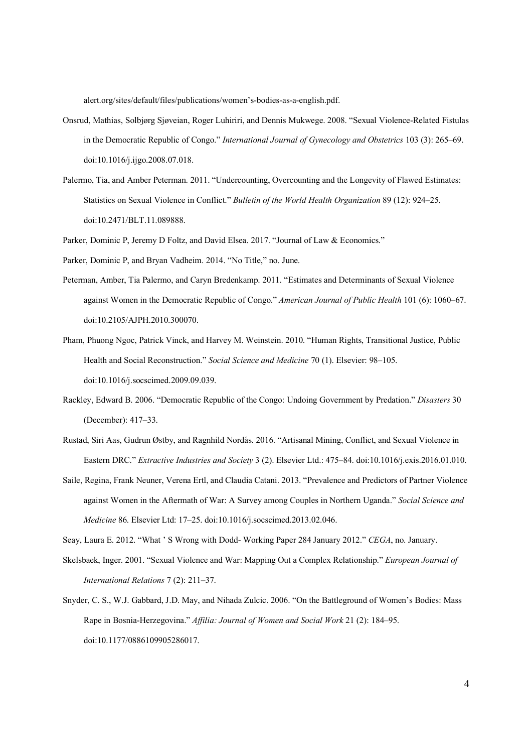alert.org/sites/default/files/publications/women's-bodies-as-a-english.pdf.

Onsrud, Mathias, Solbjørg Sjøveian, Roger Luhiriri, and Dennis Mukwege. 2008. "Sexual Violence-Related Fistulas in the Democratic Republic of Congo." *International Journal of Gynecology and Obstetrics* 103 (3): 265–69. doi:10.1016/j.ijgo.2008.07.018.

Palermo, Tia, and Amber Peterman. 2011. "Undercounting, Overcounting and the Longevity of Flawed Estimates: Statistics on Sexual Violence in Conflict." *Bulletin of the World Health Organization* 89 (12): 924–25. doi:10.2471/BLT.11.089888.

Parker, Dominic P, Jeremy D Foltz, and David Elsea. 2017. "Journal of Law & Economics."

Parker, Dominic P, and Bryan Vadheim. 2014. "No Title," no. June.

Peterman, Amber, Tia Palermo, and Caryn Bredenkamp. 2011. "Estimates and Determinants of Sexual Violence against Women in the Democratic Republic of Congo." *American Journal of Public Health* 101 (6): 1060–67. doi:10.2105/AJPH.2010.300070.

Pham, Phuong Ngoc, Patrick Vinck, and Harvey M. Weinstein. 2010. "Human Rights, Transitional Justice, Public Health and Social Reconstruction." *Social Science and Medicine* 70 (1). Elsevier: 98–105. doi:10.1016/j.socscimed.2009.09.039.

Rackley, Edward B. 2006. "Democratic Republic of the Congo: Undoing Government by Predation." *Disasters* 30 (December): 417–33.

Rustad, Siri Aas, Gudrun Østby, and Ragnhild Nordås. 2016. "Artisanal Mining, Conflict, and Sexual Violence in Eastern DRC." *Extractive Industries and Society* 3 (2). Elsevier Ltd.: 475–84. doi:10.1016/j.exis.2016.01.010.

Saile, Regina, Frank Neuner, Verena Ertl, and Claudia Catani. 2013. "Prevalence and Predictors of Partner Violence against Women in the Aftermath of War: A Survey among Couples in Northern Uganda." *Social Science and Medicine* 86. Elsevier Ltd: 17–25. doi:10.1016/j.socscimed.2013.02.046.

Seay, Laura E. 2012. "What ' S Wrong with Dodd- Working Paper 284 January 2012." *CEGA*, no. January.

Skelsbaek, Inger. 2001. "Sexual Violence and War: Mapping Out a Complex Relationship." *European Journal of International Relations* 7 (2): 211–37.

Snyder, C. S., W.J. Gabbard, J.D. May, and Nihada Zulcic. 2006. "On the Battleground of Women's Bodies: Mass Rape in Bosnia-Herzegovina." *Affilia: Journal of Women and Social Work* 21 (2): 184–95. doi:10.1177/0886109905286017.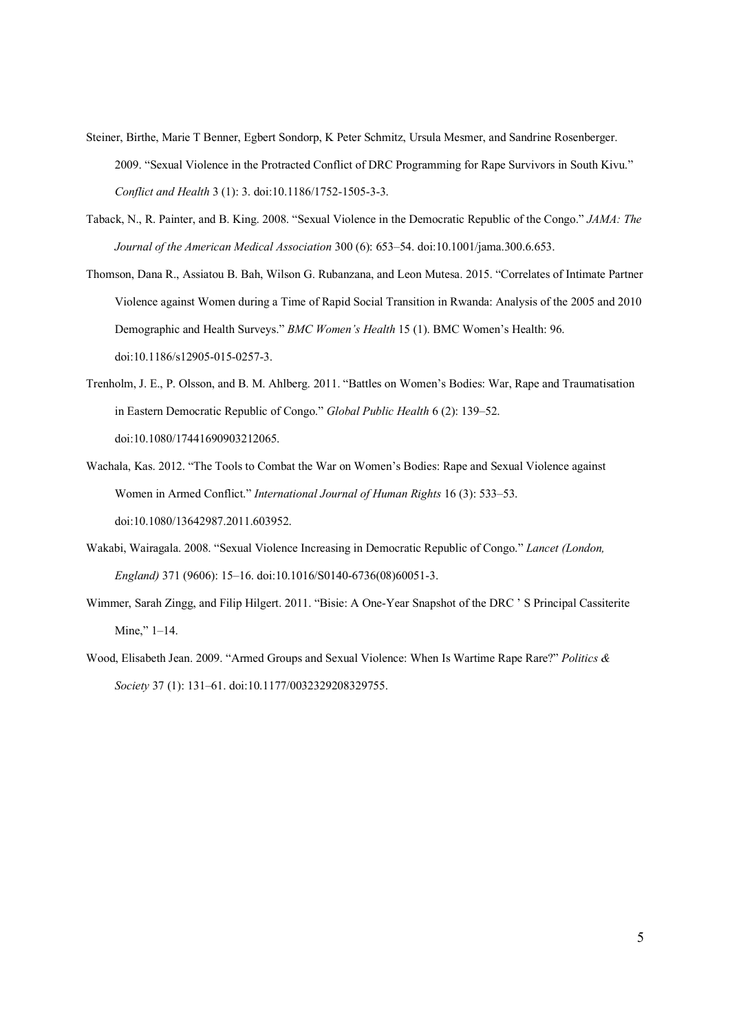Steiner, Birthe, Marie T Benner, Egbert Sondorp, K Peter Schmitz, Ursula Mesmer, and Sandrine Rosenberger. 2009. "Sexual Violence in the Protracted Conflict of DRC Programming for Rape Survivors in South Kivu." *Conflict and Health* 3 (1): 3. doi:10.1186/1752-1505-3-3.

Taback, N., R. Painter, and B. King. 2008. "Sexual Violence in the Democratic Republic of the Congo." *JAMA: The Journal of the American Medical Association* 300 (6): 653–54. doi:10.1001/jama.300.6.653.

Thomson, Dana R., Assiatou B. Bah, Wilson G. Rubanzana, and Leon Mutesa. 2015. "Correlates of Intimate Partner Violence against Women during a Time of Rapid Social Transition in Rwanda: Analysis of the 2005 and 2010 Demographic and Health Surveys." *BMC Women's Health* 15 (1). BMC Women's Health: 96. doi:10.1186/s12905-015-0257-3.

Trenholm, J. E., P. Olsson, and B. M. Ahlberg. 2011. "Battles on Women's Bodies: War, Rape and Traumatisation in Eastern Democratic Republic of Congo." *Global Public Health* 6 (2): 139–52. doi:10.1080/17441690903212065.

Wachala, Kas. 2012. "The Tools to Combat the War on Women's Bodies: Rape and Sexual Violence against Women in Armed Conflict." *International Journal of Human Rights* 16 (3): 533–53. doi:10.1080/13642987.2011.603952.

Wakabi, Wairagala. 2008. "Sexual Violence Increasing in Democratic Republic of Congo." *Lancet (London, England)* 371 (9606): 15–16. doi:10.1016/S0140-6736(08)60051-3.

Wimmer, Sarah Zingg, and Filip Hilgert. 2011. "Bisie: A One-Year Snapshot of the DRC ' S Principal Cassiterite Mine," 1–14.

Wood, Elisabeth Jean. 2009. "Armed Groups and Sexual Violence: When Is Wartime Rape Rare?" *Politics & Society* 37 (1): 131–61. doi:10.1177/0032329208329755.